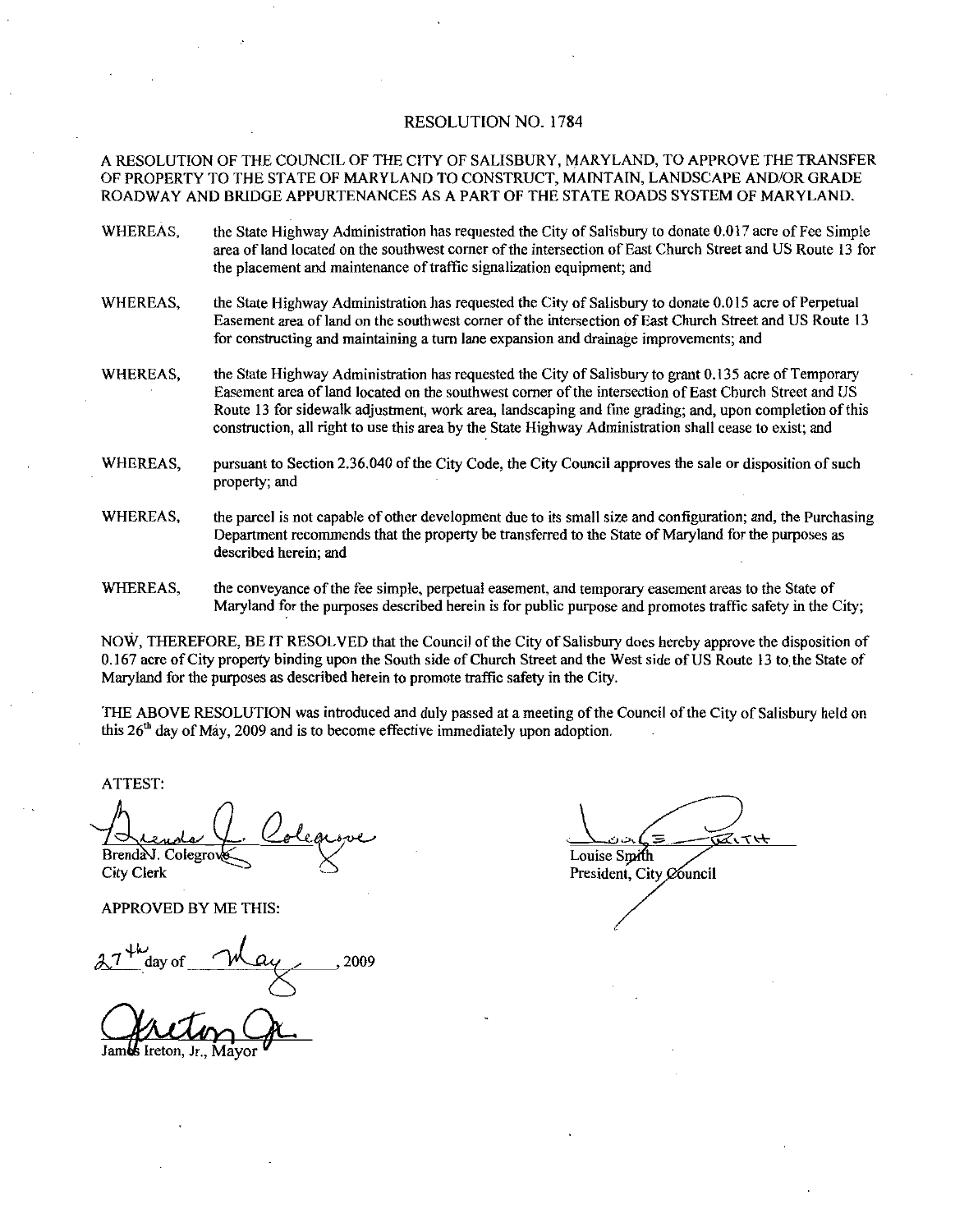# RESOLUTION NO. 1784

A RESOLUTION OF THE COUNCIL OF THE CITY OF SALISBURY, MARYLAND, TO APPROVE THE TRANSFER OF PROPERTY TO THE STATE OF MARYLAND TO CONSTRUCT, MAINTAIN, LANDSCAPE AND/OR GRADE ROADWAY AND BRIDGE APPURTENANCES AS A PART OF THE STATE ROADS SYSTEM OF MARYLAND.

WHEREAS, the State Highway Administration has requested the City of Salisbury to donate 0.017 acre of Fee Simple area of land located on the southwest corner of the intersection of East Church Street and US Route 13 for the placement and maintenance of traffic signalization equipment; and

WHEREAS, the State Highway Administration has requested the City of Salisbury to donate 0.015 acre of Perpetual Easement area of land on the southwest corner of the intersection of East Church Street and US Route 13 for constructing and maintaining a turn lane expansion and drainage improvements; and

WHEREAS, the State Highway Administration has requested the City of Salisbury to grant 0.135 acre of Temporary Easement area of land located on the southwest corner of the intersection of East Church Street and US Route 13 for sidewalk adjustment, work area, landscaping and fine grading; and, upon completion of this construction, all right to use this area by the State Highway Administration shall cease to exist; and

WHEREAS, pursuant to Section 2.36.040 of the City Code, the City Council approves the sale or disposition of such property; and

WHEREAS, the parcel is not capable of other development due to its small size and configuration; and, the Purchasing Department recommends that the property be transferred to the State of Maryland for the purposes as described herein; and

WHEREAS, the conveyance of the fee simple, perpetual easement, and temporary easement areas to the State of Maryland for the purposes described herein is for public purpose and promotes traffic safety in the City;

NOW, THEREFORE, BE IT RESOLVED that the Council of the City of Salisbury does hereby approve the disposition of 0.167 acre of City property binding upon the South side of Church Street and the West side of US Route 13 to the State of Maryland for the purposes as described herein to promote traffic safety in the City.

THE ABOVE RESOLUTION was introduced and duly passed at a meeting of the Council of the City of Salisbury held on this 26th day of May, 2009 and is to become effective immediately upon adoption.

ATTEST:

Brenda J. Colegrove
City Clerk

Louise Smith
President, City Council

APPROVED BY ME THIS:

27th day of May, 2009

James Ireton, Jr., Mayor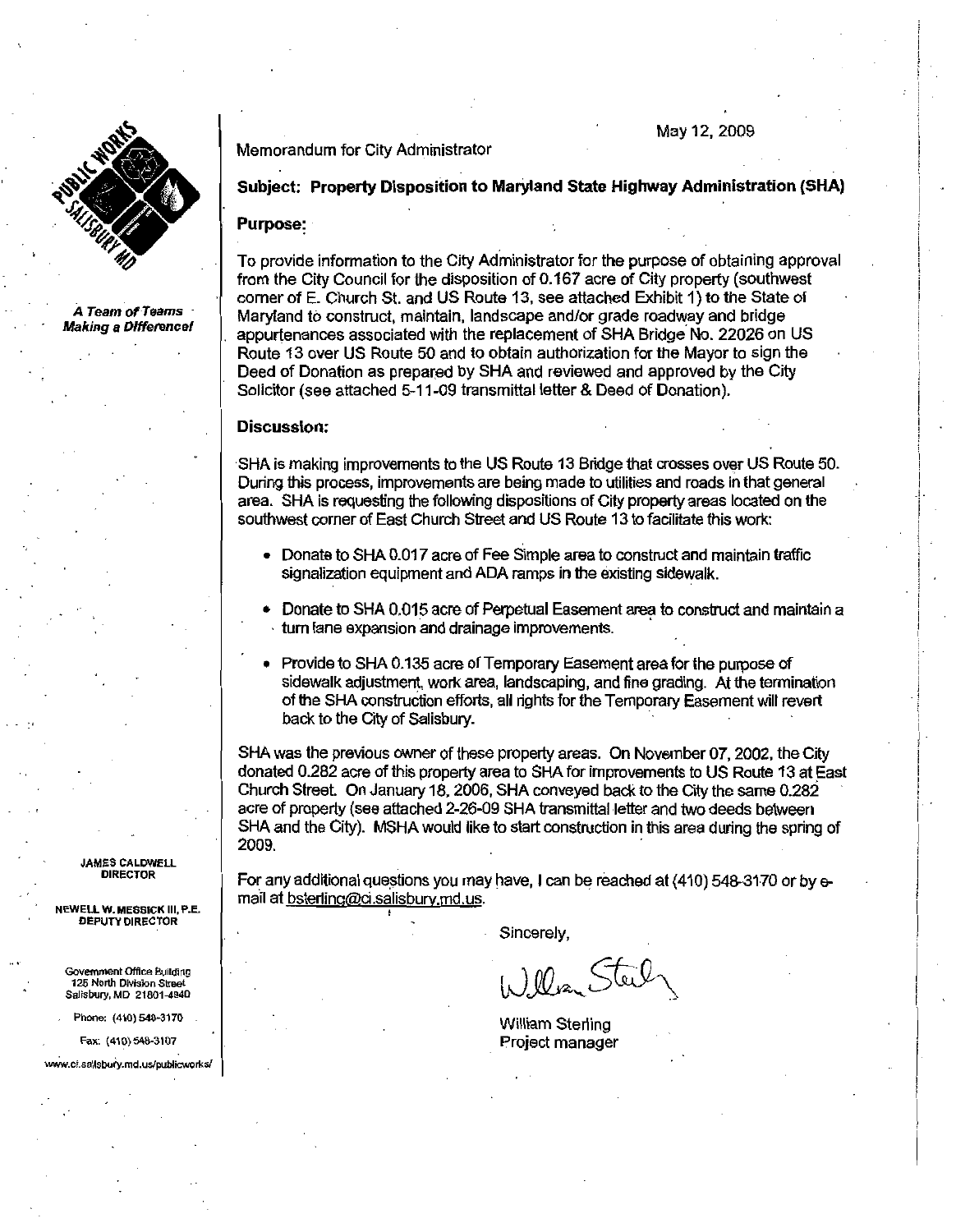May 12, 2009

Memorandum for City Administrator

**Subject: Property Disposition to Maryland State Highway Administration (SHA)**

**Purpose:**

To provide information to the City Administrator for the purpose of obtaining approval from the City Council for the disposition of 0.167 acre of City property (southwest corner of E. Church St. and US Route 13, see attached Exhibit 1) to the State of Maryland to construct, maintain, landscape and/or grade roadway and bridge appurtenances associated with the replacement of SHA Bridge No. 22026 on US Route 13 over US Route 50 and to obtain authorization for the Mayor to sign the Deed of Donation as prepared by SHA and reviewed and approved by the City Solicitor (see attached 5-11-09 transmittal letter & Deed of Donation).

**Discussion:**

SHA is making improvements to the US Route 13 Bridge that crosses over US Route 50. During this process, improvements are being made to utilities and roads in that general area. SHA is requesting the following dispositions of City property areas located on the southwest corner of East Church Street and US Route 13 to facilitate this work:

- Donate to SHA 0.017 acre of Fee Simple area to construct and maintain traffic signalization equipment and ADA ramps in the existing sidewalk.
- Donate to SHA 0.015 acre of Perpetual Easement area to construct and maintain a turn lane expansion and drainage improvements.
- Provide to SHA 0.135 acre of Temporary Easement area for the purpose of sidewalk adjustment, work area, landscaping, and fine grading. At the termination of the SHA construction efforts, all rights for the Temporary Easement will revert back to the City of Salisbury.

SHA was the previous owner of these property areas. On November 07, 2002, the City donated 0.282 acre of this property area to SHA for improvements to US Route 13 at East Church Street. On January 18, 2006, SHA conveyed back to the City the same 0.282 acre of property (see attached 2-26-09 SHA transmittal letter and two deeds between SHA and the City). MSHA would like to start construction in this area during the spring of 2009.

For any additional questions you may have, I can be reached at (410) 548-3170 or by e-mail at bsterling@ci.salisbury.md.us.

Sincerely,

William Sterling
Project manager

*A Team of Teams Making a Difference!*

JAMES CALDWELL
DIRECTOR

NEWELL W. MESSICK III, P.E.
DEPUTY DIRECTOR

Government Office Building
125 North Division Street
Salisbury, MD 21801-4940

Phone: (410) 548-3170

Fax: (410) 548-3107

www.ci.salisbury.md.us/publicworks/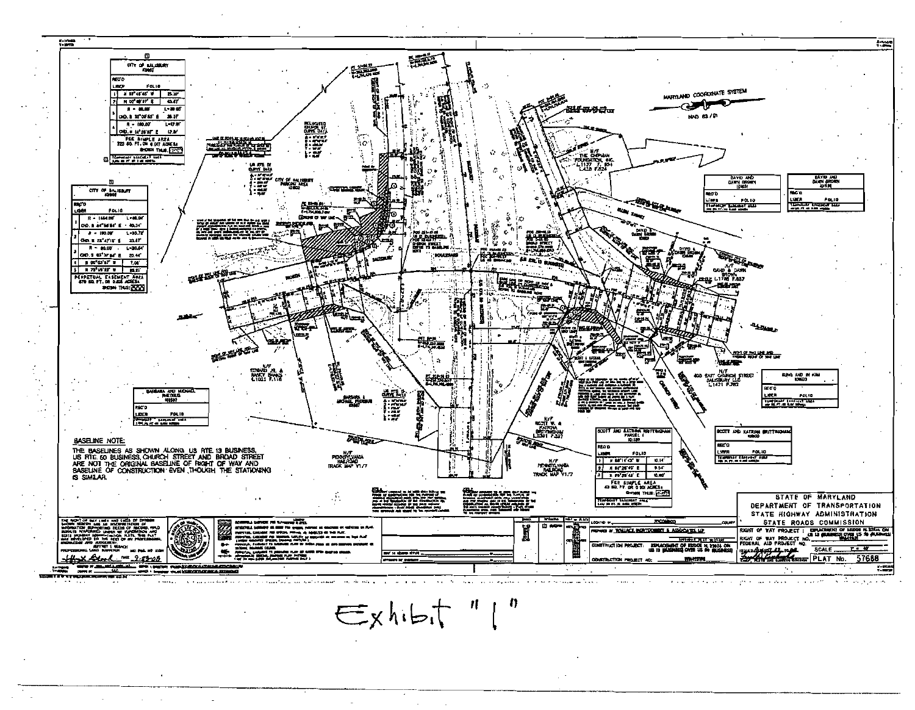MARYLAND COORDINATE SYSTEM

NAD 83/91

| CITY OF SALISBURY | |
|---|---|
| REC'D | |
| LIBER | FOLIO |
| FEE SIMPLE AREA 723 SQ. FT. OR 0.017 ACRES± | |

| CITY OF SALISBURY | |
|---|---|
| REC'D | |
| LIBER | FOLIO |
| PERPETUAL EASEMENT AREA 879 SQ. FT. OR 0.020 ACRES± | |

N/F THE CHIPMAN FOUNDATION, INC. L.1137 F.804 L.428 F.524

| DAVID AND DAWN BROWN | |
|---|---|
| REC'D | |
| LIBER | FOLIO |

| DAVID AND DAWN BROWN | |
|---|---|
| REC'D | |
| LIBER | FOLIO |

N/F DAVID & DAWN BROWN L.1786 F.857

N/F EDWARD JR. & NANCY BANKS L.1001 F.116

| BARBARA AND MICHAEL PHOEBUS | |
|---|---|
| REC'D | |
| LIBER | FOLIO |

N/F 405 EAST CHURCH STREET SALISBURY LLC L.1421 F.782

| SUNG AND IN KIM | |
|---|---|
| REC'D | |
| LIBER | FOLIO |

N/F SCOTT W. & KATRINA BRITTINGHAM L.2091 F.327

| SCOTT AND KATRINA BRITTINGHAM PARCEL 1 | |
|---|---|
| REC'D | |
| LIBER | FOLIO |
| FEE SIMPLE AREA 43 SQ. FT. OR 0.001 ACRES± | |

| SCOTT AND KATRINA BRITTINGHAM | |
|---|---|
| REC'D | |
| LIBER | FOLIO |

N/F PENNSYLVANIA RAILROAD TRACK MAP V1/7

N/F PENNSYLVANIA RAILROAD TRACK MAP V1/7

CHURCH STREET

BASELINE NOTE:

THE BASELINES AS SHOWN ALONG US RTE. 13 BUSINESS, US RTE. 50 BUSINESS, CHURCH STREET AND BROAD STREET ARE NOT THE ORIGINAL BASELINE OF RIGHT OF WAY AND BASELINE OF CONSTRUCTION EVEN THOUGH THE STATIONING IS SIMILAR.

STATE OF MARYLAND
DEPARTMENT OF TRANSPORTATION
STATE HIGHWAY ADMINISTRATION
STATE ROADS COMMISSION

RIGHT OF WAY PROJECT: REPLACEMENT OF BRIDGE ON US 13 (BUSINESS) OVER US 50 (BUSINESS)

RIGHT OF WAY PROJECT NO.

FEDERAL AID PROJECT NO.

PREPARED BY WALLACE MONTGOMERY & ASSOCIATES, LLP

COUNTY: WICOMICO

CONSTRUCTION PROJECT: REPLACEMENT OF BRIDGE ON US 13 (BUSINESS) OVER US 50 (BUSINESS)

SCALE 1" = 40'

PLAT No. 57688

Exhibit "1"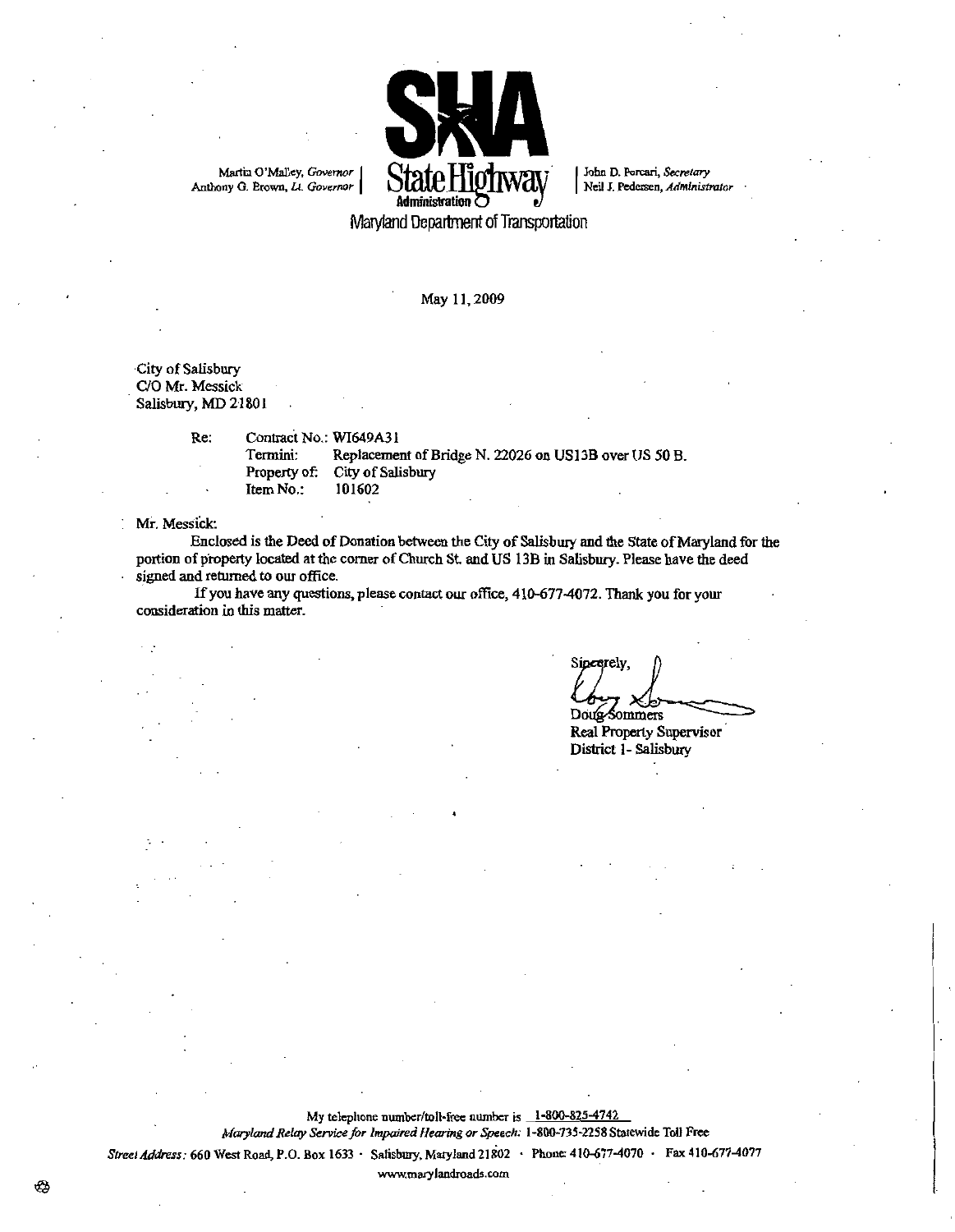Martin O'Malley, *Governor*
Anthony G. Brown, *Lt. Governor*

**SHA State Highway Administration**

John D. Porcari, *Secretary*
Neil J. Pedersen, *Administrator*

Maryland Department of Transportation

May 11, 2009

City of Salisbury
C/O Mr. Messick
Salisbury, MD 21801

Re: Contract No.: WI649A31
Termini: Replacement of Bridge N. 22026 on US13B over US 50 B.
Property of: City of Salisbury
Item No.: 101602

Mr. Messick:

Enclosed is the Deed of Donation between the City of Salisbury and the State of Maryland for the portion of property located at the corner of Church St. and US 13B in Salisbury. Please have the deed signed and returned to our office.

If you have any questions, please contact our office, 410-677-4072. Thank you for your consideration in this matter.

Sincerely,

Doug Sommers
Real Property Supervisor
District 1- Salisbury

My telephone number/toll-free number is 1-800-825-4742
*Maryland Relay Service for Impaired Hearing or Speech:* 1-800-735-2258 Statewide Toll Free
*Street Address:* 660 West Road, P.O. Box 1633 · Salisbury, Maryland 21802 · Phone: 410-677-4070 · Fax 410-677-4077
www.marylandroads.com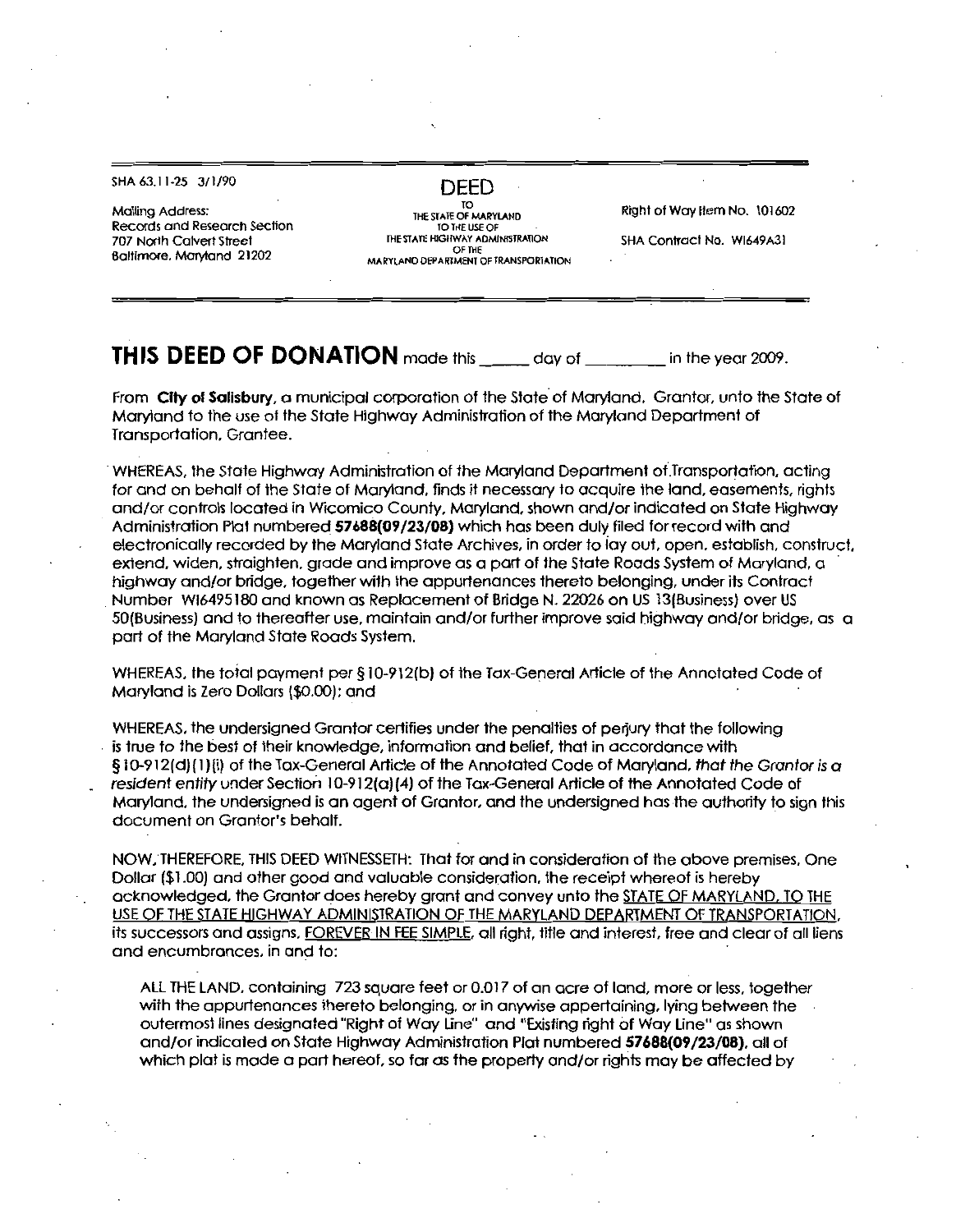SHA 63.11-25 3/1/90

Mailing Address:
Records and Research Section
707 North Calvert Street
Baltimore, Maryland 21202

**DEED**
TO
THE STATE OF MARYLAND
TO THE USE OF
THE STATE HIGHWAY ADMINISTRATION
OF THE
MARYLAND DEPARTMENT OF TRANSPORTATION

Right of Way Item No. 101602

SHA Contract No. WI649A31

---

**THIS DEED OF DONATION** made this _____ day of _________ in the year 2009.

From **City of Salisbury**, a municipal corporation of the State of Maryland, Grantor, unto the State of Maryland to the use of the State Highway Administration of the Maryland Department of Transportation, Grantee.

WHEREAS, the State Highway Administration of the Maryland Department of Transportation, acting for and on behalf of the State of Maryland, finds it necessary to acquire the land, easements, rights and/or controls located in Wicomico County, Maryland, shown and/or indicated on State Highway Administration Plat numbered **57688(09/23/08)** which has been duly filed for record with and electronically recorded by the Maryland State Archives, in order to lay out, open, establish, construct, extend, widen, straighten, grade and improve as a part of the State Roads System of Maryland, a highway and/or bridge, together with the appurtenances thereto belonging, under its Contract Number WI6495180 and known as Replacement of Bridge N. 22026 on US 13(Business) over US 50(Business) and to thereafter use, maintain and/or further improve said highway and/or bridge, as a part of the Maryland State Roads System.

WHEREAS, the total payment per §10-912(b) of the Tax-General Article of the Annotated Code of Maryland is Zero Dollars ($0.00); and

WHEREAS, the undersigned Grantor certifies under the penalties of perjury that the following is true to the best of their knowledge, information and belief, that in accordance with §10-912(d)(1)(i) of the Tax-General Article of the Annotated Code of Maryland, *that the Grantor is a resident entity* under Section 10-912(a)(4) of the Tax-General Article of the Annotated Code of Maryland, the undersigned is an agent of Grantor, and the undersigned has the authority to sign this document on Grantor's behalf.

NOW, THEREFORE, THIS DEED WITNESSETH: That for and in consideration of the above premises, One Dollar ($1.00) and other good and valuable consideration, the receipt whereof is hereby acknowledged, the Grantor does hereby grant and convey unto the STATE OF MARYLAND, TO THE USE OF THE STATE HIGHWAY ADMINISTRATION OF THE MARYLAND DEPARTMENT OF TRANSPORTATION, its successors and assigns, FOREVER IN FEE SIMPLE, all right, title and interest, free and clear of all liens and encumbrances, in and to:

ALL THE LAND, containing 723 square feet or 0.017 of an acre of land, more or less, together with the appurtenances thereto belonging, or in anywise appertaining, lying between the outermost lines designated "Right of Way Line" and "Existing right of Way Line" as shown and/or indicated on State Highway Administration Plat numbered **57688(09/23/08)**, all of which plat is made a part hereof, so far as the property and/or rights may be affected by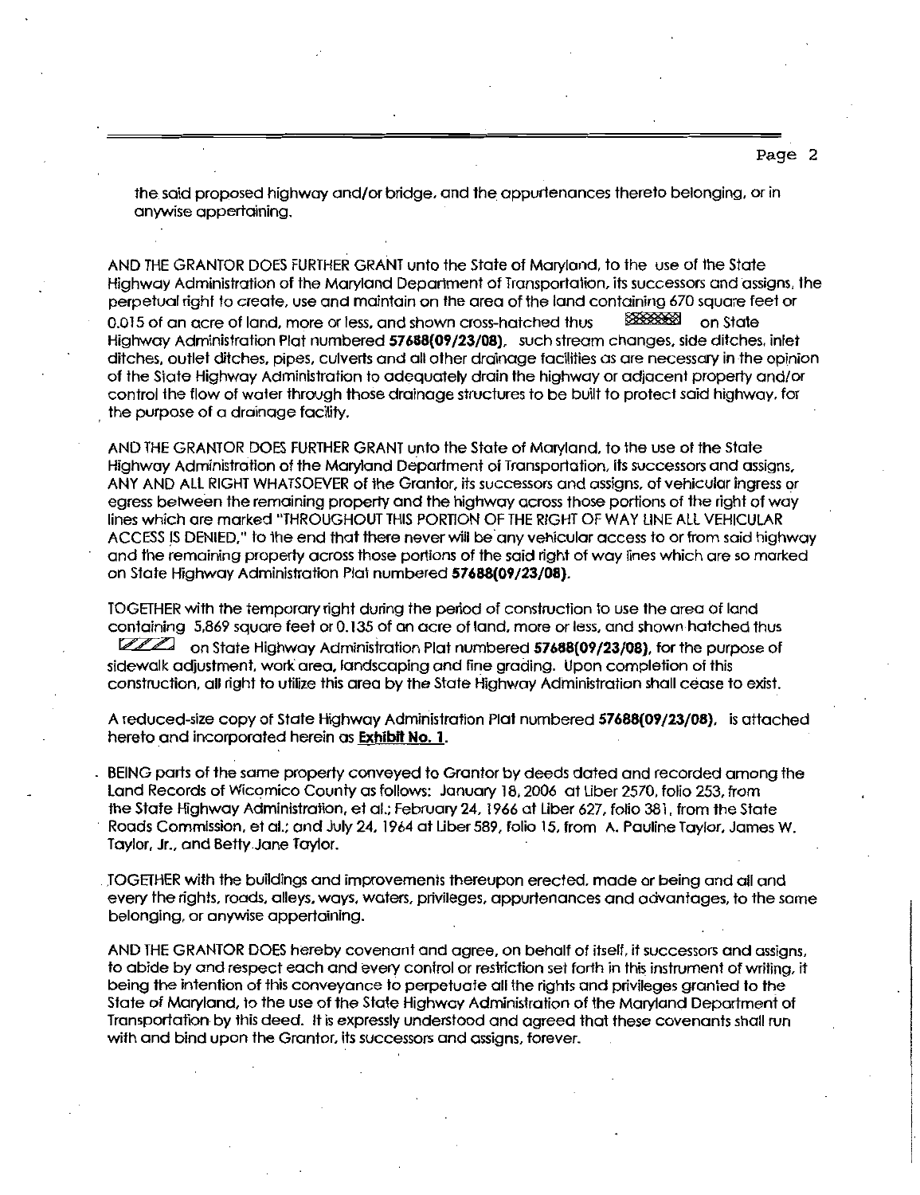the said proposed highway and/or bridge, and the appurtenances thereto belonging, or in anywise appertaining.

AND THE GRANTOR DOES FURTHER GRANT unto the State of Maryland, to the use of the State Highway Administration of the Maryland Department of Transportation, its successors and assigns, the perpetual right to create, use and maintain on the area of the land containing 670 square feet or 0.015 of an acre of land, more or less, and shown cross-hatched thus ▩ on State Highway Administration Plat numbered **57688(09/23/08)**, such stream changes, side ditches, inlet ditches, outlet ditches, pipes, culverts and all other drainage facilities as are necessary in the opinion of the State Highway Administration to adequately drain the highway or adjacent property and/or control the flow of water through those drainage structures to be built to protect said highway, for the purpose of a drainage facility.

AND THE GRANTOR DOES FURTHER GRANT unto the State of Maryland, to the use of the State Highway Administration of the Maryland Department of Transportation, its successors and assigns, ANY AND ALL RIGHT WHATSOEVER of the Grantor, its successors and assigns, of vehicular ingress or egress between the remaining property and the highway across those portions of the right of way lines which are marked "THROUGHOUT THIS PORTION OF THE RIGHT OF WAY LINE ALL VEHICULAR ACCESS IS DENIED," to the end that there never will be any vehicular access to or from said highway and the remaining property across those portions of the said right of way lines which are so marked on State Highway Administration Plat numbered **57688(09/23/08)**.

TOGETHER with the temporary right during the period of construction to use the area of land containing 5,869 square feet or 0.135 of an acre of land, more or less, and shown hatched thus ▨ on State Highway Administration Plat numbered **57688(09/23/08)**, for the purpose of sidewalk adjustment, work area, landscaping and fine grading. Upon completion of this construction, all right to utilize this area by the State Highway Administration shall cease to exist.

A reduced-size copy of State Highway Administration Plat numbered **57688(09/23/08)**, is attached hereto and incorporated herein as **Exhibit No. 1**.

BEING parts of the same property conveyed to Grantor by deeds dated and recorded among the Land Records of Wicomico County as follows: January 18, 2006 at Liber 2570, folio 253, from the State Highway Administration, et al.; February 24, 1966 at Liber 627, folio 381, from the State Roads Commission, et al.; and July 24, 1964 at Liber 589, folio 15, from A. Pauline Taylor, James W. Taylor, Jr., and Betty Jane Taylor.

TOGETHER with the buildings and improvements thereupon erected, made or being and all and every the rights, roads, alleys, ways, waters, privileges, appurtenances and advantages, to the same belonging, or anywise appertaining.

AND THE GRANTOR DOES hereby covenant and agree, on behalf of itself, it successors and assigns, to abide by and respect each and every control or restriction set forth in this instrument of writing, it being the intention of this conveyance to perpetuate all the rights and privileges granted to the State of Maryland, to the use of the State Highway Administration of the Maryland Department of Transportation by this deed. It is expressly understood and agreed that these covenants shall run with and bind upon the Grantor, its successors and assigns, forever.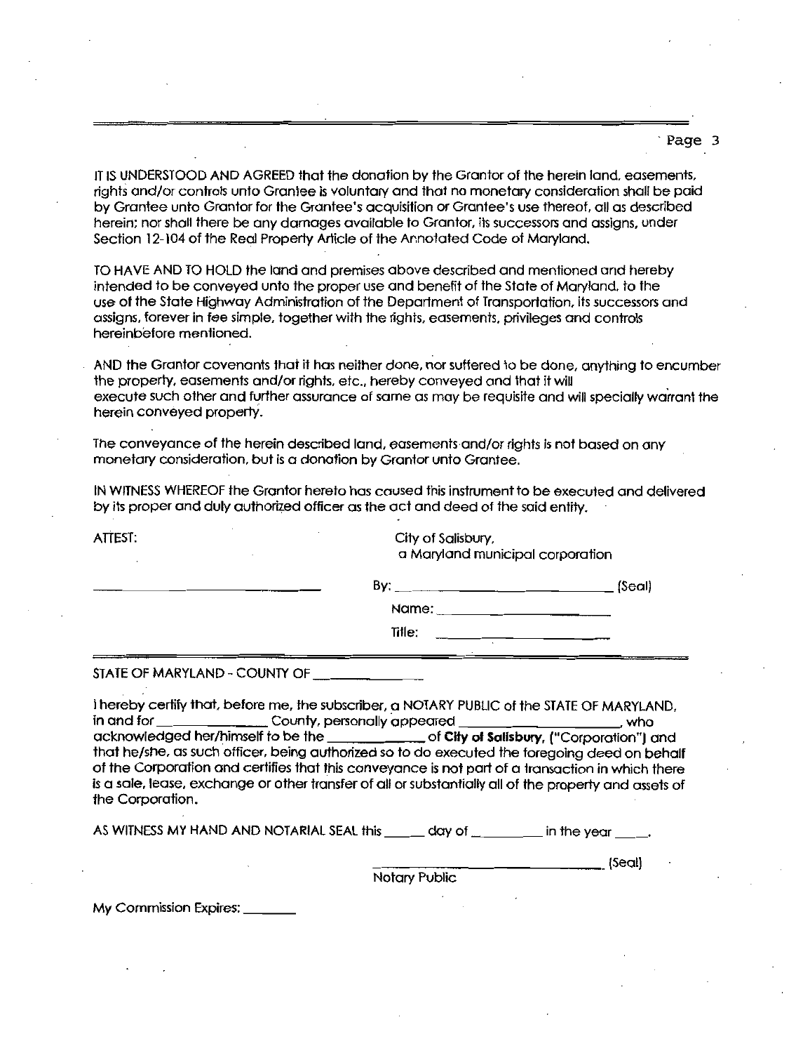IT IS UNDERSTOOD AND AGREED that the donation by the Grantor of the herein land, easements, rights and/or controls unto Grantee is voluntary and that no monetary consideration shall be paid by Grantee unto Grantor for the Grantee's acquisition or Grantee's use thereof, all as described herein; nor shall there be any damages available to Grantor, its successors and assigns, under Section 12-104 of the Real Property Article of the Annotated Code of Maryland.

TO HAVE AND TO HOLD the land and premises above described and mentioned and hereby intended to be conveyed unto the proper use and benefit of the State of Maryland, to the use of the State Highway Administration of the Department of Transportation, its successors and assigns, forever in fee simple, together with the rights, easements, privileges and controls hereinbefore mentioned.

AND the Grantor covenants that it has neither done, nor suffered to be done, anything to encumber the property, easements and/or rights, etc., hereby conveyed and that it will execute such other and further assurance of same as may be requisite and will specially warrant the herein conveyed property.

The conveyance of the herein described land, easements and/or rights is not based on any monetary consideration, but is a donation by Grantor unto Grantee.

IN WITNESS WHEREOF the Grantor hereto has caused this instrument to be executed and delivered by its proper and duly authorized officer as the act and deed of the said entity.

ATTEST:

City of Salisbury,
a Maryland municipal corporation

\_\_\_\_\_\_\_\_\_\_\_\_\_\_\_\_\_\_\_\_\_\_\_\_\_\_\_\_ By: \_\_\_\_\_\_\_\_\_\_\_\_\_\_\_\_\_\_\_\_\_\_\_\_\_\_\_\_ (Seal)

Name: \_\_\_\_\_\_\_\_\_\_\_\_\_\_\_\_\_\_\_\_\_\_\_\_

Title: \_\_\_\_\_\_\_\_\_\_\_\_\_\_\_\_\_\_\_\_\_\_\_\_

STATE OF MARYLAND - COUNTY OF \_\_\_\_\_\_\_\_\_\_\_\_\_\_

I hereby certify that, before me, the subscriber, a NOTARY PUBLIC of the STATE OF MARYLAND, in and for \_\_\_\_\_\_\_\_\_\_\_\_\_\_ County, personally appeared \_\_\_\_\_\_\_\_\_\_\_\_\_\_\_\_\_\_\_\_\_\_, who acknowledged her/himself to be the \_\_\_\_\_\_\_\_\_\_\_\_\_ of **City of Salisbury**, ("Corporation") and that he/she, as such officer, being authorized so to do executed the foregoing deed on behalf of the Corporation and certifies that this conveyance is not part of a transaction in which there is a sale, lease, exchange or other transfer of all or substantially all of the property and assets of the Corporation.

AS WITNESS MY HAND AND NOTARIAL SEAL this \_\_\_\_\_ day of \_\_\_\_\_\_\_\_\_ in the year \_\_\_\_.

\_\_\_\_\_\_\_\_\_\_\_\_\_\_\_\_\_\_\_\_\_\_\_\_\_\_\_\_\_\_ (Seal)
Notary Public

My Commission Expires: \_\_\_\_\_\_\_\_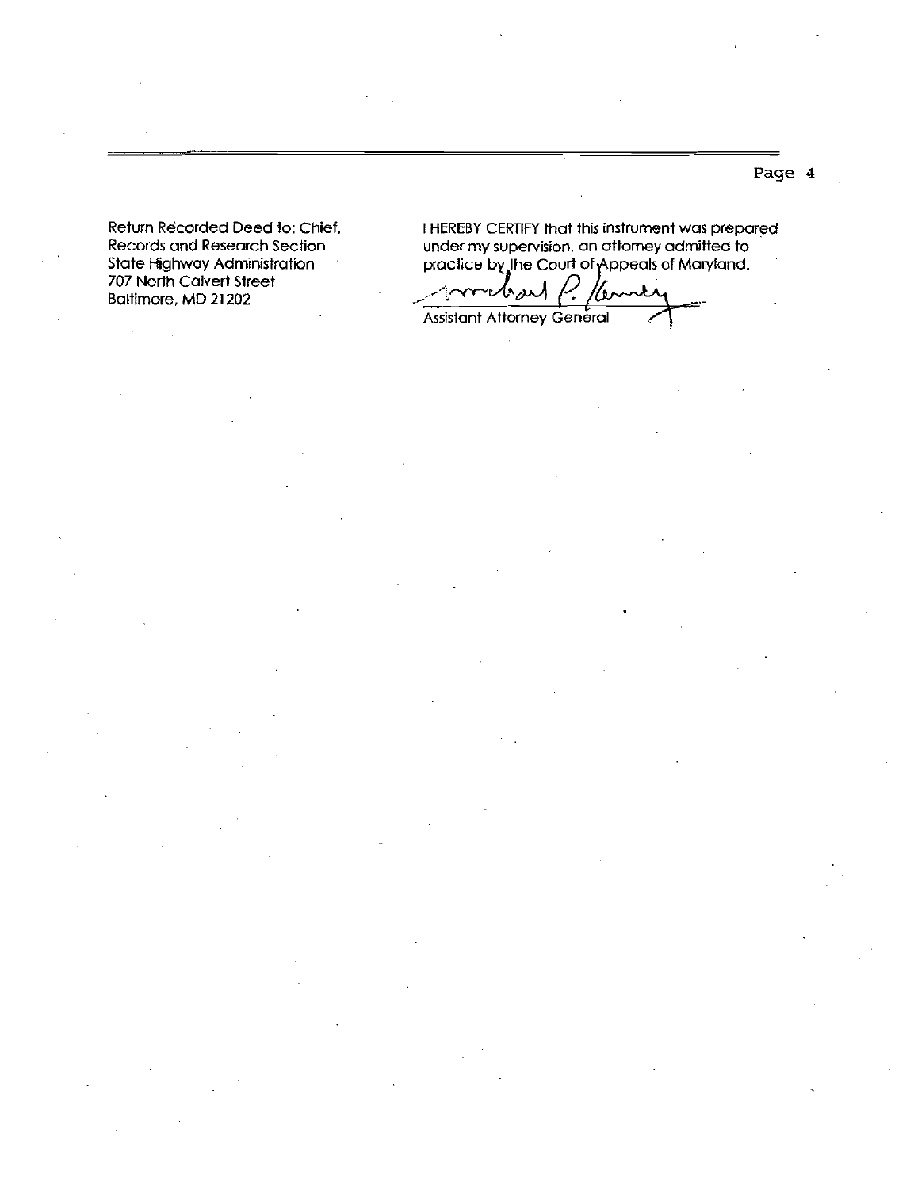Return Recorded Deed to: Chief,
Records and Research Section
State Highway Administration
707 North Calvert Street
Baltimore, MD 21202

I HEREBY CERTIFY that this instrument was prepared under my supervision, an attorney admitted to practice by the Court of Appeals of Maryland.

Michael P. Kenney

Assistant Attorney General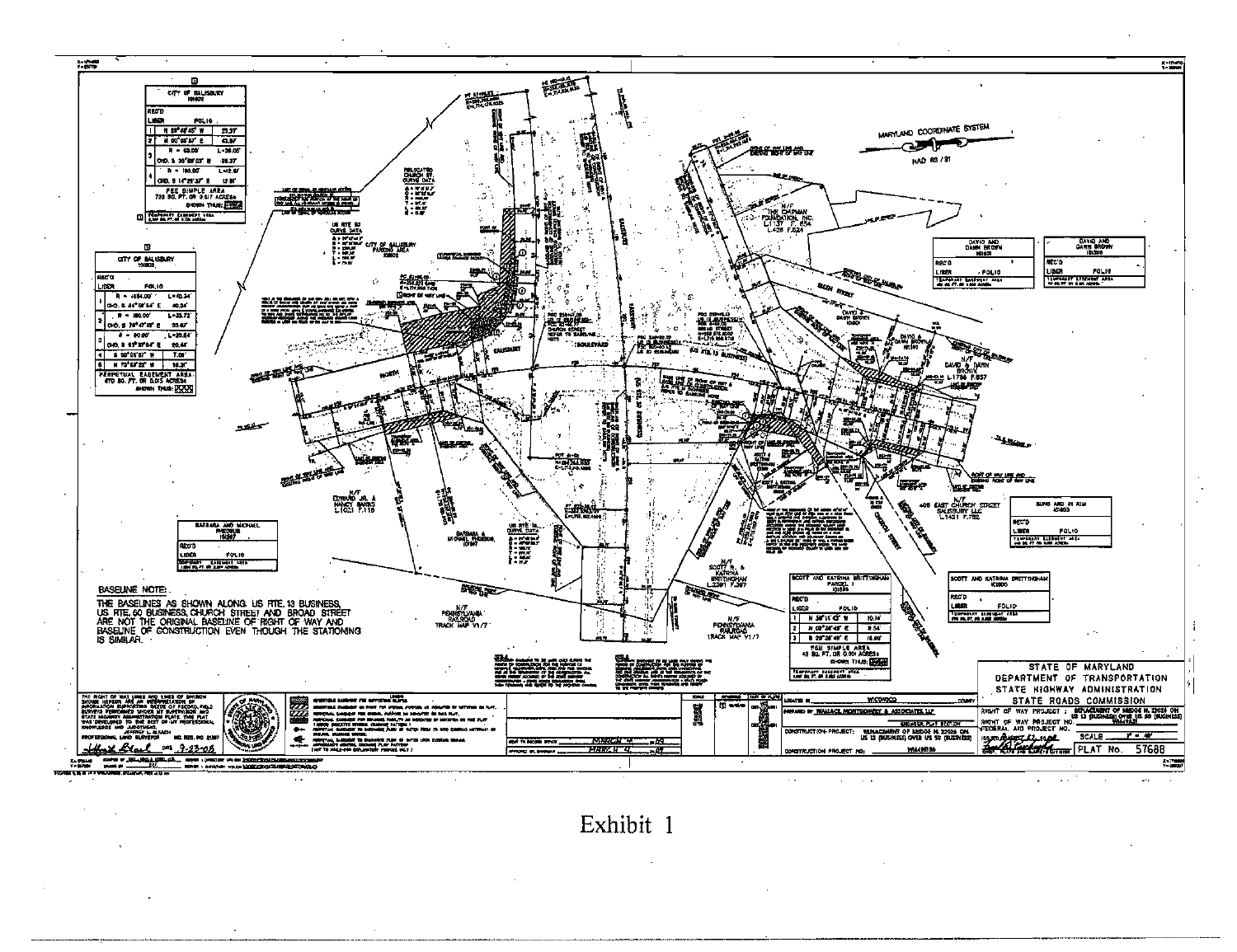CITY OF SALISBURY
10802

| REC'D | | |
|---|---|---|
| LIBER | FOLIO | |
| 1 | N 59°46'45" W | 23.37' |
| 2 | N 00°08'37" E | 43.87' |
| 3 | R = 63.00 | L=39.05' |
| | CHD. S 30°59'03" E | 38.37' |
| 4 | R = 185.00' | L=12.57' |
| | CHD. S 14°29'32" E | 12.58' |

FEE SIMPLE AREA 733 SQ. FT. OR 0.017 ACRES±

CITY OF SALISBURY
10802

| REC'D | | |
|---|---|---|
| LIBER | FOLIO | |
| 1 | R = 4554.00' | L=40.34' |
| | CHD. S 84°59'54" E | 40.34' |
| 2 | R = 180.00' | L=33.72' |
| | CHD. S 78°47'18" E | 33.67' |
| 3 | R = 90.00' | L=29.54' |
| | CHD. S 63°39'54" E | 29.41' |
| 4 | S 20°05'52" W | 7.00' |
| 5 | N 73°58'22" W | 16.31' |

PERPETUAL EASEMENT AREA: 670 SQ. FT. OR 0.015 ACRES±

MARYLAND COORDINATE SYSTEM

NAD 83 / 91

N/F THE CHIPMAN FOUNDATION, INC. L1137 F.534 L426 F.624

DAVID AND DAWN BROWN

N/F EDWARD JR. & NANCY BANKS L1023 F.115

BARBARA AND MICHAEL PHOEBUS

BARBARA & MICHAEL PHOEBUS

N/F PENNSYLVANIA RAILROAD TRACK MAP V1/7

N/F SCOTT W. & KATRINA BRITTINGHAM L2391 F.367

N/F 405 EAST CHURCH STREET SALISBURY LLC L1421 F.752

SCOTT AND KATRINA BRITTINGHAM PARCEL 1

| REC'D | | |
|---|---|---|
| LIBER | FOLIO | |
| 1 | N 58°11'43" W | 10.14' |
| 2 | N 08°26'49" E | 9.54' |
| 3 | S 29°26'49" E | 15.89' |

FEE SIMPLE AREA 43 SQ. FT. OR 0.001 ACRES±

SCOTT AND KATRINA BRITTINGHAM

BASELINE NOTE:

THE BASELINES AS SHOWN ALONG US RTE. 13 BUSINESS, US RTE. 50 BUSINESS, CHURCH STREET AND BROAD STREET ARE NOT THE ORIGINAL BASELINE OF RIGHT OF WAY AND BASELINE OF CONSTRUCTION EVEN THOUGH THE STATIONING IS SIMILAR.

STATE OF MARYLAND
DEPARTMENT OF TRANSPORTATION
STATE HIGHWAY ADMINISTRATION
STATE ROADS COMMISSION

LOCATED IN WICOMICO COUNTY

PREPARED BY WALLACE, MONTGOMERY & ASSOCIATES LLP

CONSTRUCTION PROJECT: REPLACEMENT OF BRIDGE N. 22026 ON US 13 (BUSINESS) OVER US 50 (BUSINESS)

RIGHT OF WAY PROJECT: REPLACEMENT OF BRIDGE N. 22026 ON US 13 (BUSINESS) OVER US 50 (BUSINESS)

PLAT No. 57688

Exhibit 1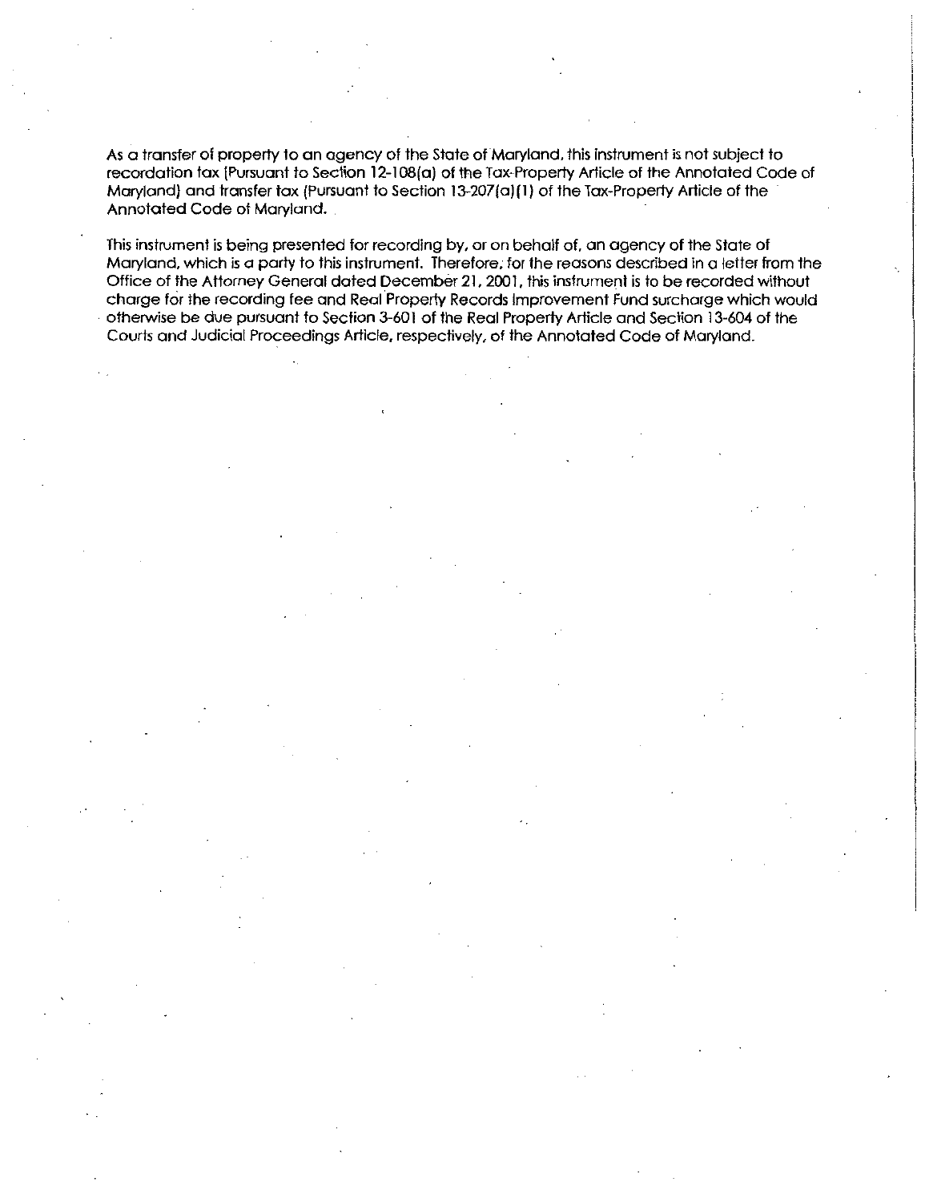As a transfer of property to an agency of the State of Maryland, this instrument is not subject to recordation tax (Pursuant to Section 12-108(a) of the Tax-Property Article of the Annotated Code of Maryland) and transfer tax (Pursuant to Section 13-207(a)(1) of the Tax-Property Article of the Annotated Code of Maryland.

This instrument is being presented for recording by, or on behalf of, an agency of the State of Maryland, which is a party to this instrument. Therefore, for the reasons described in a letter from the Office of the Attorney General dated December 21, 2001, this instrument is to be recorded without charge for the recording fee and Real Property Records Improvement Fund surcharge which would otherwise be due pursuant to Section 3-601 of the Real Property Article and Section 13-604 of the Courts and Judicial Proceedings Article, respectively, of the Annotated Code of Maryland.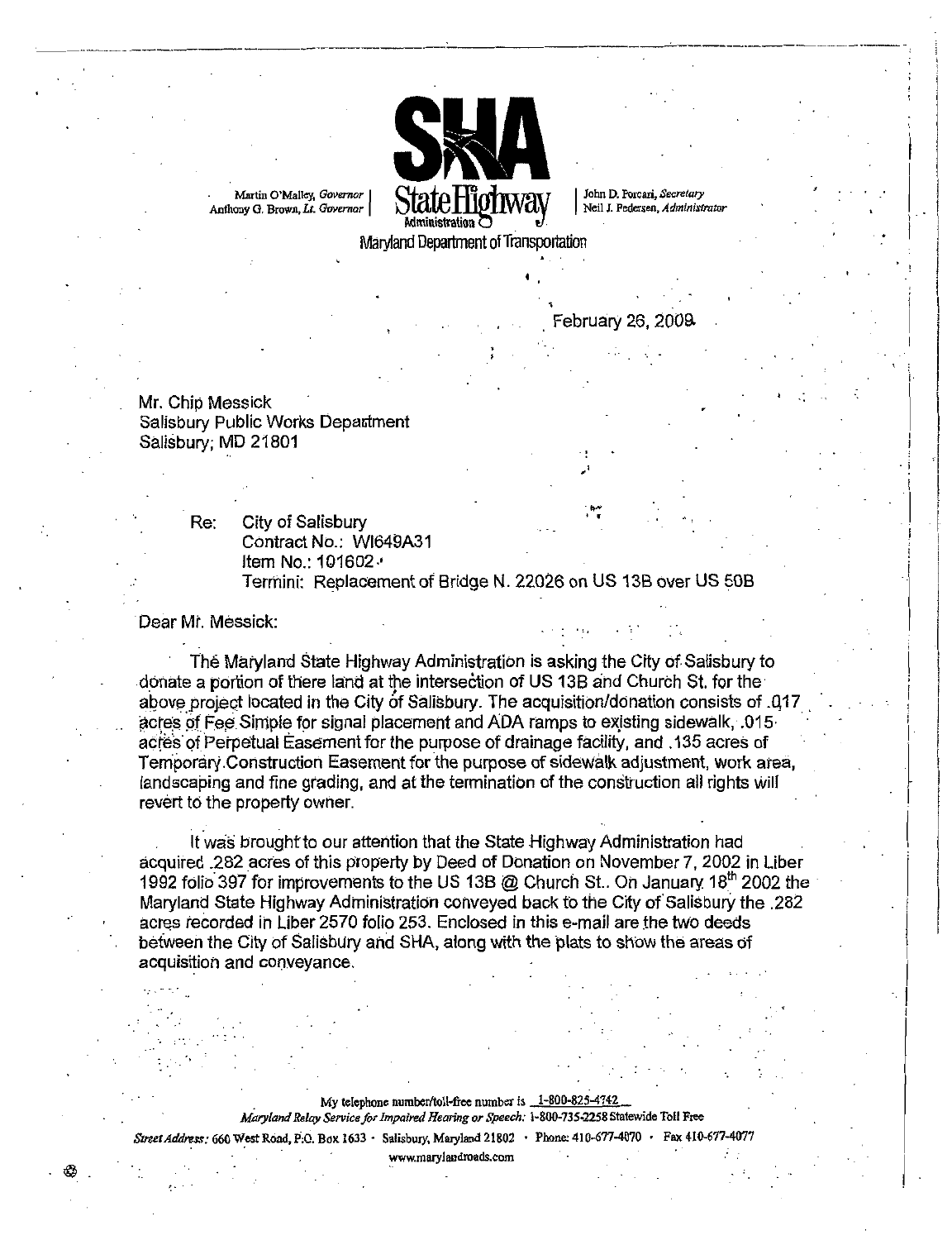Martin O'Malley, *Governor*
Anthony G. Brown, *Lt. Governor*

**SHA State Highway Administration**

John D. Porcari, *Secretary*
Neil J. Pedersen, *Administrator*

Maryland Department of Transportation

February 26, 2009

Mr. Chip Messick
Salisbury Public Works Department
Salisbury, MD 21801

Re: City of Salisbury
Contract No.: WI649A31
Item No.: 101602
Termini: Replacement of Bridge N. 22026 on US 13B over US 50B

Dear Mr. Messick:

The Maryland State Highway Administration is asking the City of Salisbury to donate a portion of there land at the intersection of US 13B and Church St. for the above project located in the City of Salisbury. The acquisition/donation consists of .017 acres of Fee Simple for signal placement and ADA ramps to existing sidewalk, .015 acres of Perpetual Easement for the purpose of drainage facility, and .135 acres of Temporary Construction Easement for the purpose of sidewalk adjustment, work area, landscaping and fine grading, and at the termination of the construction all rights will revert to the property owner.

It was brought to our attention that the State Highway Administration had acquired .282 acres of this property by Deed of Donation on November 7, 2002 in Liber 1992 folio 397 for improvements to the US 13B @ Church St.. On January 18th 2002 the Maryland State Highway Administration conveyed back to the City of Salisbury the .282 acres recorded in Liber 2570 folio 253. Enclosed in this e-mail are the two deeds between the City of Salisbury and SHA, along with the plats to show the areas of acquisition and conveyance.

My telephone number/toll-free number is 1-800-825-4742
*Maryland Relay Service for Impaired Hearing or Speech:* 1-800-735-2258 Statewide Toll Free
*Street Address:* 660 West Road, P.O. Box 1633 · Salisbury, Maryland 21802 · Phone: 410-677-4870 · Fax 410-677-4077
www.marylandroads.com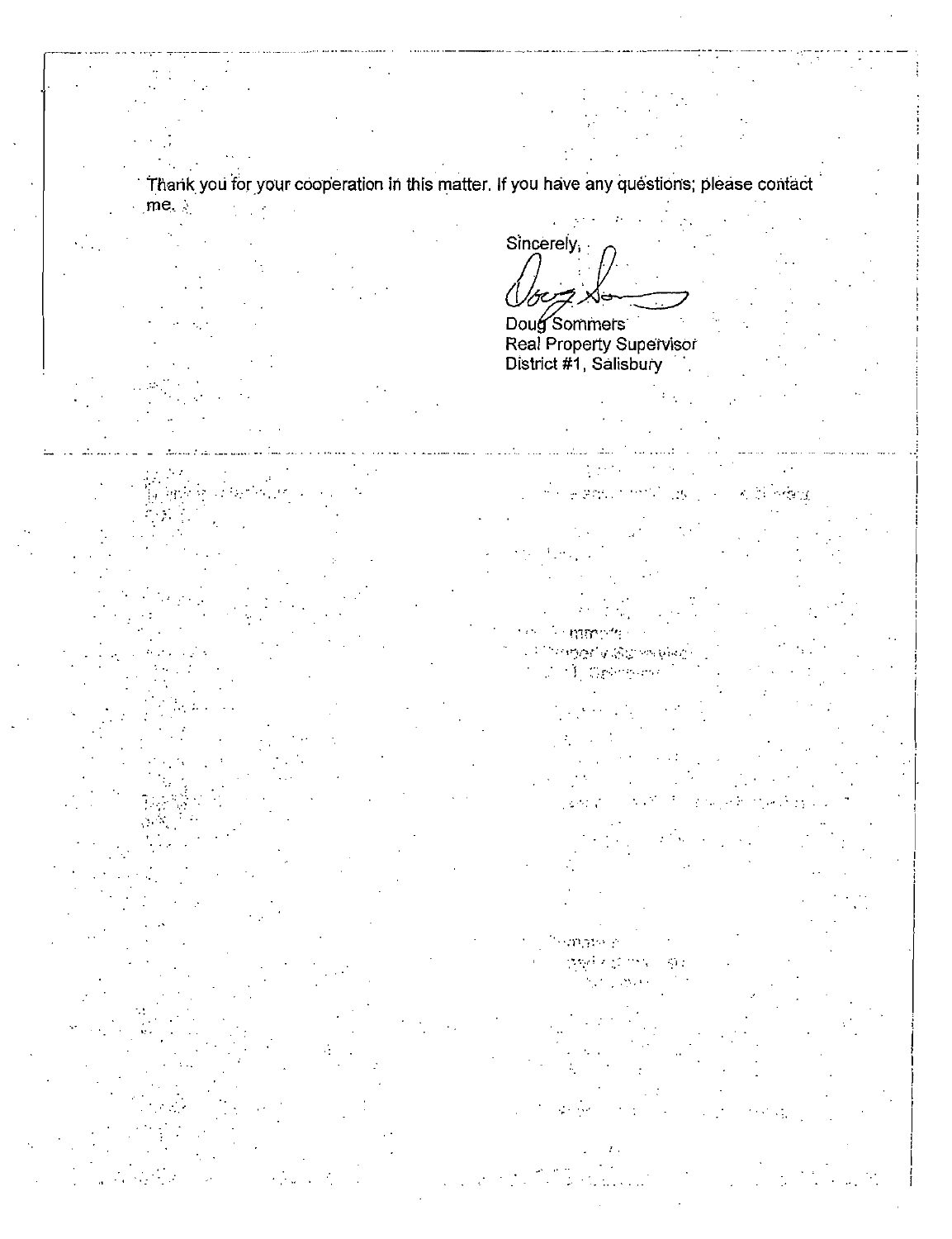Thank you for your cooperation in this matter. If you have any questions; please contact me.

Sincerely,

Doug Sommers
Real Property Supervisor
District #1, Salisbury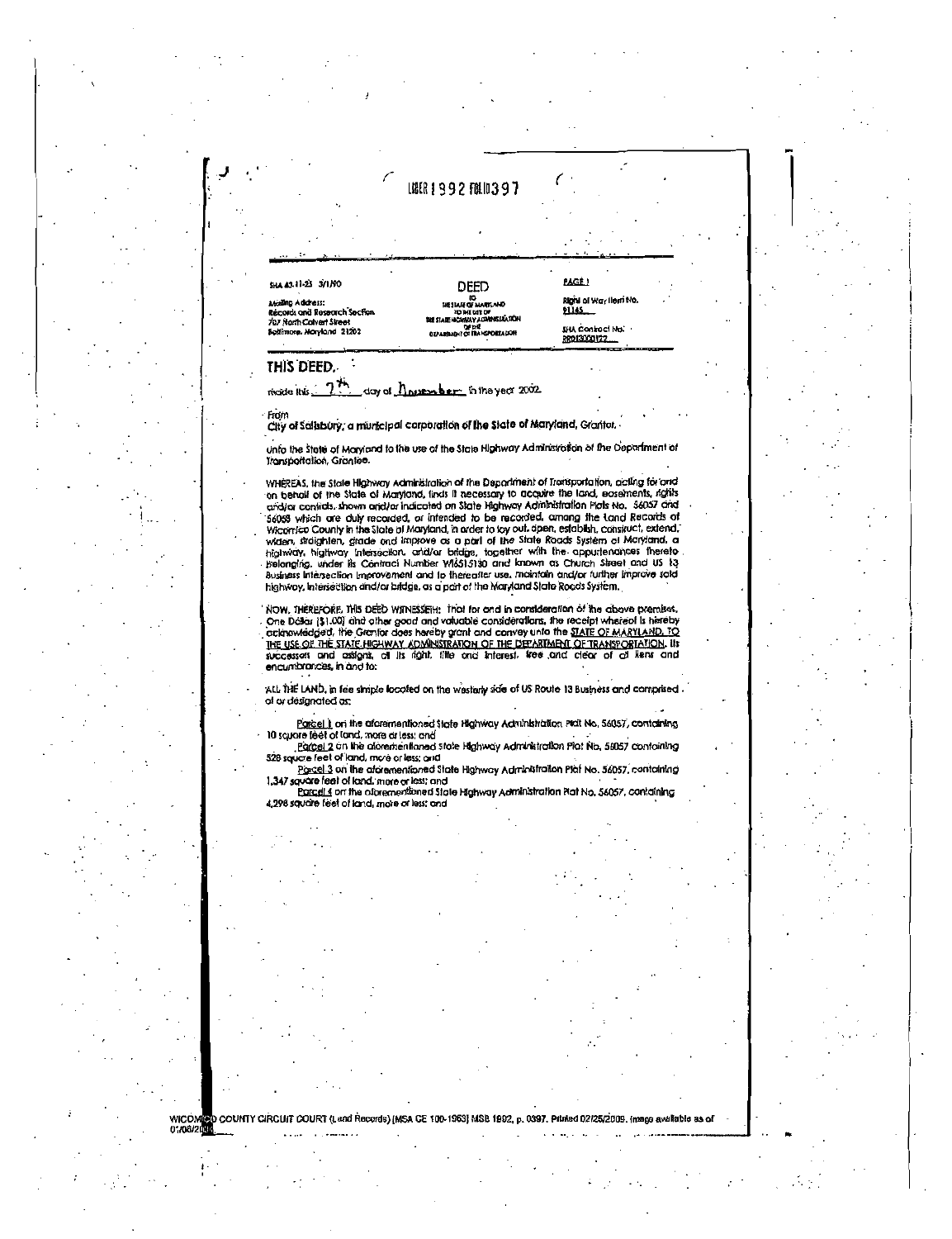LIBER 1992 FOLIO 397

SHA 43.11-23 3/1/90

Mailing Address:
Records and Research Section
707 North Calvert Street
Baltimore, Maryland 21202

DEED
TO
THE STATE OF MARYLAND
TO THE USE OF
THE STATE HIGHWAY ADMINISTRATION
OF THE
DEPARTMENT OF TRANSPORTATION

PAGE 1

Right of Way Item No. 91145

SHA Contract No. BR013000122

# THIS DEED,

made this 7th day of November in the year 2002.

From

City of Salisbury, a municipal corporation of the State of Maryland, Grantor,

unto the State of Maryland to the use of the State Highway Administration of the Department of Transportation, Grantee.

WHEREAS, the State Highway Administration of the Department of Transportation, acting for and on behalf of the State of Maryland, finds it necessary to acquire the land, easements, rights and/or controls, shown and/or indicated on State Highway Administration Plats No. 56057 and 56058 which are duly recorded, or intended to be recorded, among the Land Records of Wicomico County in the State of Maryland, in order to lay out, open, establish, construct, extend, widen, straighten, grade and improve as a part of the State Roads System of Maryland, a highway, highway intersection, and/or bridge, together with the appurtenances thereto belonging, under its Contract Number WI651S130 and known as Church Street and US 13 Business Intersection Improvement and to thereafter use, maintain and/or further improve said highway, intersection and/or bridge, as a part of the Maryland State Roads System.

NOW, THEREFORE, THIS DEED WITNESSETH: That for and in consideration of the above premises, One Dollar ($1.00) and other good and valuable considerations, the receipt whereof is hereby acknowledged, the Grantor does hereby grant and convey unto the STATE OF MARYLAND, TO THE USE OF THE STATE HIGHWAY ADMINISTRATION OF THE DEPARTMENT OF TRANSPORTATION, its successors and assigns, all its right, title and interest, free and clear of all liens and encumbrances, in and to:

ALL THE LAND, in fee simple located on the westerly side of US Route 13 Business and comprised of or designated as:

Parcel 1 on the aforementioned State Highway Administration Plat No. 56057, containing 10 square feet of land, more or less; and

Parcel 2 on the aforementioned State Highway Administration Plat No. 56057 containing 528 square feet of land, more or less; and

Parcel 3 on the aforementioned State Highway Administration Plat No. 56057, containing 1,347 square feet of land, more or less; and

Parcel 4 on the aforementioned State Highway Administration Plat No. 56057, containing 4,298 square feet of land, more or less; and

WICOMICO COUNTY CIRCUIT COURT (Land Records) [MSA CE 100-1963] MSB 1992, p. 0397. Printed 02/25/2009. Image available as of 07/08/2004.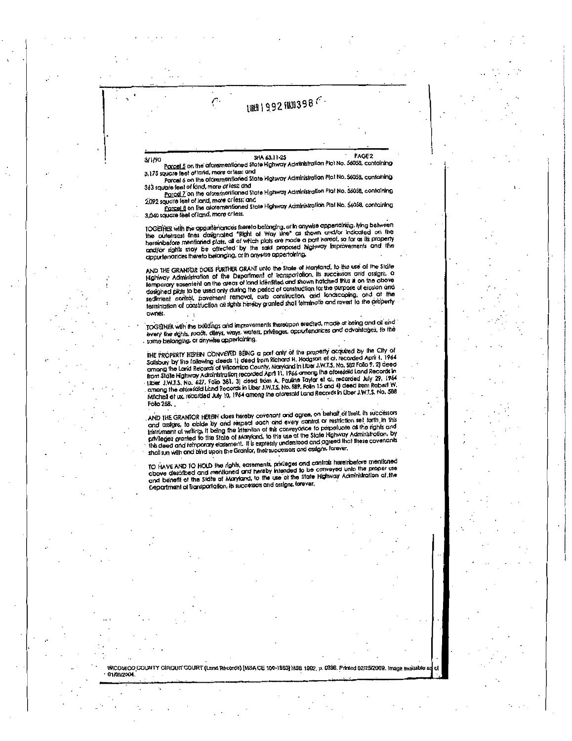LIBER 1992 FOLIO 398

8/1/90 SHA 63.11-25 PAGE 2

Parcel 5 on the aforementioned State Highway Administration Plat No. 56058, containing 3,175 square feet of land, more or less; and

Parcel 6 on the aforementioned State Highway Administration Plat No. 56058, containing 363 square feet of land, more or less; and

Parcel 7 on the aforementioned State Highway Administration Plat No. 56058, containing 2,092 square feet of land, more or less; and

Parcel 8 on the aforementioned State Highway Administration Plat No. 56058, containing 3,040 square feet of land, more or less.

TOGETHER with the appurtenances thereto belonging, or in anywise appertaining, lying between the outermost lines designated "Right of Way Line" as shown and/or indicated on the hereinbefore mentioned plats, all of which plats are made a part hereof, so far as its property and/or rights may be affected by the said proposed highway improvements and the appurtenances thereto belonging, or in anywise appertaining.

AND THE GRANTOR DOES FURTHER GRANT unto the State of Maryland, to the use of the State Highway Administration of the Department of Transportation, its successors and assigns, a temporary easement on the areas of land identified and shown hatched thus ▨ on the above designed plats to be used only during the period of construction for the purpose of erosion and sediment control, pavement removal, curb construction, and landscaping, and at the termination of construction all rights hereby granted shall terminate and revert to the property owner.

TOGETHER with the buildings and improvements thereupon erected, made or being and all and every the rights, roads, alleys, ways, waters, privileges, appurtenances and advantages, to the same belonging, or anywise appertaining.

THE PROPERTY HEREIN CONVEYED BEING a part only of the property acquired by the City of Salisbury by the following deeds 1) deed from Richard H. Hodgson et al. recorded April 1, 1964 among the Land Records of Wicomico County, Maryland in Liber J.W.T.S. No. 582 Folio 9, 2) deed from State Highway Administration recorded April 11, 1966 among the aforesaid Land Records in Liber J.W.T.S. No. 627, Folio 381, 3) deed from A. Pauline Taylor et al. recorded July 29, 1964 among the aforesaid Land Records in Liber J.W.T.S. No. 589, Folio 15 and 4) deed from Robert W. Mitchell et ux. recorded July 10, 1964 among the aforesaid Land Records in Liber J.W.T.S. No. 588 Folio 268.

AND THE GRANTOR HEREIN does hereby covenant and agree, on behalf of itself, its successors and assigns, to abide by and respect each and every control or restriction set forth in this instrument of writing, it being the intention of this conveyance to perpetuate all the rights and privileges granted to the State of Maryland, to the use of the State Highway Administration, by this deed and temporary easement. It is expressly understood and agreed that these covenants shall run with and bind upon the Grantor, their successors and assigns, forever.

TO HAVE AND TO HOLD the rights, easements, privileges and controls hereinbefore mentioned above described and mentioned and hereby intended to be conveyed unto the proper use and benefit of the State of Maryland, to the use of the State Highway Administration of the Department of Transportation, its successors and assigns, forever.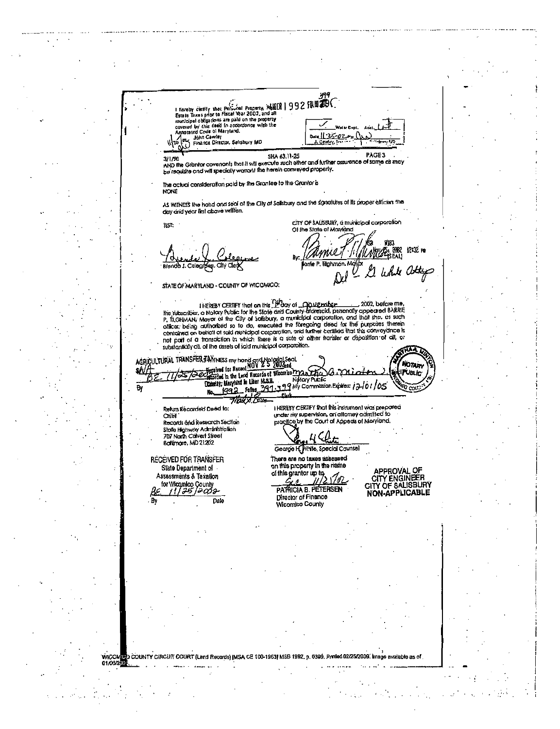399

I hereby certify that Personal Property, Real Estate Taxes prior to Fiscal Year 2002, and all municipal obligations are paid on the property covered by this deed in accordance with the Annotated Code of Maryland.
John Cawley
Finance Director, Salisbury MD

LIBER 1992 FOLIO 399

Water Dept. Acct.
Date 11-25-02

3/1/90 SHA 63.11-25 PAGE 3

AND the Grantor covenants that it will execute such other and further assurance of same as may be requisite and will specially warrant the herein conveyed property.

The actual consideration paid by the Grantee to the Grantor is
NONE

AS WITNESS the hand and seal of the City of Salisbury and the signatures of its proper officers the day and year first above written.

TEST:

Brenda J. Colegrove, City Clerk

CITY OF SALISBURY, a municipal corporation
Of the State of Maryland

By: (SEAL)
Barrie P. Tilghman, Mayor

STATE OF MARYLAND - COUNTY OF WICOMICO:

I HEREBY CERTIFY that on this 7th day of November, 2002, before me, the subscriber, a Notary Public for the State and County aforesaid, personally appeared BARRIE P. TILGHMAN, Mayor of the City of Salisbury, a municipal corporation, and that she, as such officer, being authorized so to do, executed the foregoing deed for the purposes therein contained on behalf of said municipal corporation, and further certified that this conveyance is not part of a transaction in which there is a sale or other transfer or disposition of all, or substantially all, of the assets of said municipal corporation.

AGRICULTURAL TRANSFER TAX
WITNESS my hand and Notarial Seal.
Received for Record NOV 25 2002
Recorded in the Land Records of Wicomico County, Maryland in Liber M.S.B. No. 1992 Folios 399-399

Martha A. Minton
Notary Public
My Commission Expires: 12/01/05

Return Recorded Deed to:
Chief
Records and Research Section
State Highway Administration
707 North Calvert Street
Baltimore, MD 21202

I HEREBY CERTIFY that this instrument was prepared under my supervision, an attorney admitted to practice by the Court of Appeals of Maryland.

George H. White, Special Counsel

RECEIVED FOR TRANSFER
State Department of Assessments & Taxation
for Wicomico County
11/25/2002
By Date

There are no taxes assessed on this property in the name of this grantor up to 11/25/02
PATRICIA B. PETERSEN
Director of Finance
Wicomico County

APPROVAL OF CITY ENGINEER
CITY OF SALISBURY
NON-APPLICABLE

WICOMICO COUNTY CIRCUIT COURT (Land Records) [MSA CE 100-1963] MSB 1992, p. 0399. Printed 02/25/2009. Image available as of 01/08/2003.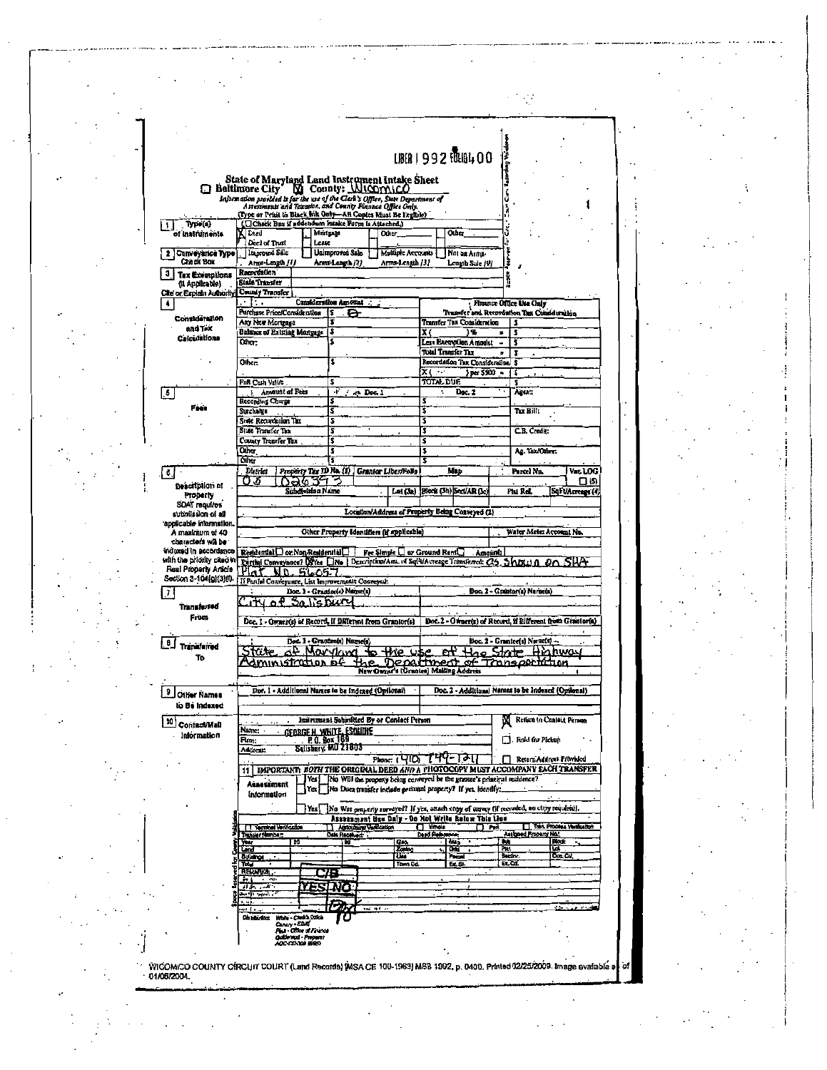LIBER 1992 FOLIO 400

# State of Maryland Land Instrument Intake Sheet

☐ Baltimore City ☒ County: Wicomico

*Information provided is for the use of the Clerk's Office, State Department of Assessments and Taxation, and County Finance Office Only.*

(Type or Print in Black Ink Only—All Copies Must Be Legible)

**1 Type(s) of Instruments**

(☐ Check Box if addendum Intake Form is Attached.)

| ☒ Deed | ☐ Mortgage | ☐ Other | ☐ Other |
|---|---|---|---|
| ☐ Deed of Trust | ☐ Lease | | |

**2 Conveyance Type Check Box**

| ☐ Improved Sale Arms-Length [1] | ☐ Unimproved Sale Arms-Length [2] | ☐ Multiple Accounts Arms-Length [3] | ☐ Not an Arms-Length Sale [9] |
|---|---|---|---|

**3 Tax Exemptions (if Applicable) Cite or Explain Authority**

| Recordation | |
|---|---|
| State Transfer | |
| County Transfer | |

**4 Consideration and Tax Calculations**

| Consideration Amount | | Finance Office Use Only | |
|---|---|---|---|
| Purchase Price/Consideration | $ -0- | Transfer and Recordation Tax Consideration | |
| Any New Mortgage | $ | Transfer Tax Consideration | $ |
| Balance of Existing Mortgage | $ | X ( ) % = | $ |
| Other: | $ | Less Exemption Amount - | $ |
| | | Total Transfer Tax = | $ |
| Other: | $ | Recordation Tax Consideration | $ |
| | | X ( ) per $500 = | $ |
| Full Cash Value | $ | TOTAL DUE | $ |

**5 Fees**

| Amount of Fees | Doc. 1 | Doc. 2 | Agent: |
|---|---|---|---|
| Recording Charge | $ | $ | |
| Surcharge | $ | $ | Tax Bill: |
| State Recordation Tax | $ | $ | |
| State Transfer Tax | $ | $ | C.B. Credit: |
| County Transfer Tax | $ | $ | |
| Other | $ | $ | Ag. Tax/Other: |
| Other | $ | $ | |

**6 Description of Property**

SDAT requires submission of all applicable information. A maximum of 40 characters will be indexed in accordance with the priority cited in Real Property Article Section 3-104(g)(3)(i).

| District | Property Tax ID No. (1) | Grantor Liber/Folio | Map | Parcel No. | Var. LOG ☐ (5) |
|---|---|---|---|---|---|
| 05 | 026373 | | | | |

| Subdivision Name | Lot (3a) | Block (3b) | Sect/AR (3c) | Plat Ref. | SqFt/Acreage (4) |
|---|---|---|---|---|---|
| | | | | | |

Location/Address of Property Being Conveyed (2):

Other Property Identifiers (if applicable): | Water Meter Account No.:

Residential ☐ or Non-Residential ☐ | Fee Simple ☐ or Ground Rent ☐ | Amount:

Partial Conveyance? ☒ Yes ☐ No | Description/Amt. of SqFt/Acreage Transferred: as shown on SHA Plat No. 56057

If Partial Conveyance, List Improvements Conveyed:

**7 Transferred From**

| Doc. 1 - Grantor(s) Name(s) | Doc. 2 - Grantor(s) Name(s) |
|---|---|
| City of Salisbury | |
| Doc. 1 - Owner(s) of Record, if Different from Grantor(s) | Doc. 2 - Owner(s) of Record, if Different from Grantor(s) |
| | |

**8 Transferred To**

| Doc. 1 - Grantee(s) Name(s) | Doc. 2 - Grantee(s) Name(s) |
|---|---|
| State of Maryland to the use of the State Highway Administration of the Department of Transportation | |

New Owner's (Grantee) Mailing Address:

**9 Other Names to Be Indexed**

| Doc. 1 - Additional Names to be Indexed (Optional) | Doc. 2 - Additional Names to be Indexed (Optional) |
|---|---|
| | |

**10 Contact/Mail Information**

Instrument Submitted By or Contact Person

Name: GEORGE H. WHITE, ESQUIRE
Firm: P. O. Box 169
Address: Salisbury, MD 21803
Phone: (410) 749-1211

☒ Return to Contact Person
☐ Hold for Pickup
☐ Return Address Provided

**11 IMPORTANT: BOTH THE ORIGINAL DEED AND A PHOTOCOPY MUST ACCOMPANY EACH TRANSFER**

**Assessment Information**

☐ Yes ☐ No Will the property being conveyed be the grantee's principal residence?
☐ Yes ☐ No Does transfer include personal property? If yes, identify:
☐ Yes ☐ No Was property surveyed? If yes, attach copy of survey (if recorded, no copy required).

Assessment Use Only - Do Not Write Below This Line

C/B
YES NO
TO

Distribution: White - Clerk's Office; Canary - SDAT; Pink - Office of Finance; Goldenrod - Preparer
AOC-CC-300 (6/80)

WICOMICO COUNTY CIRCUIT COURT (Land Records) [MSA CE 100-1963] MSB 1992, p. 0400. Printed 02/25/2009. Image available as of 01/06/2004.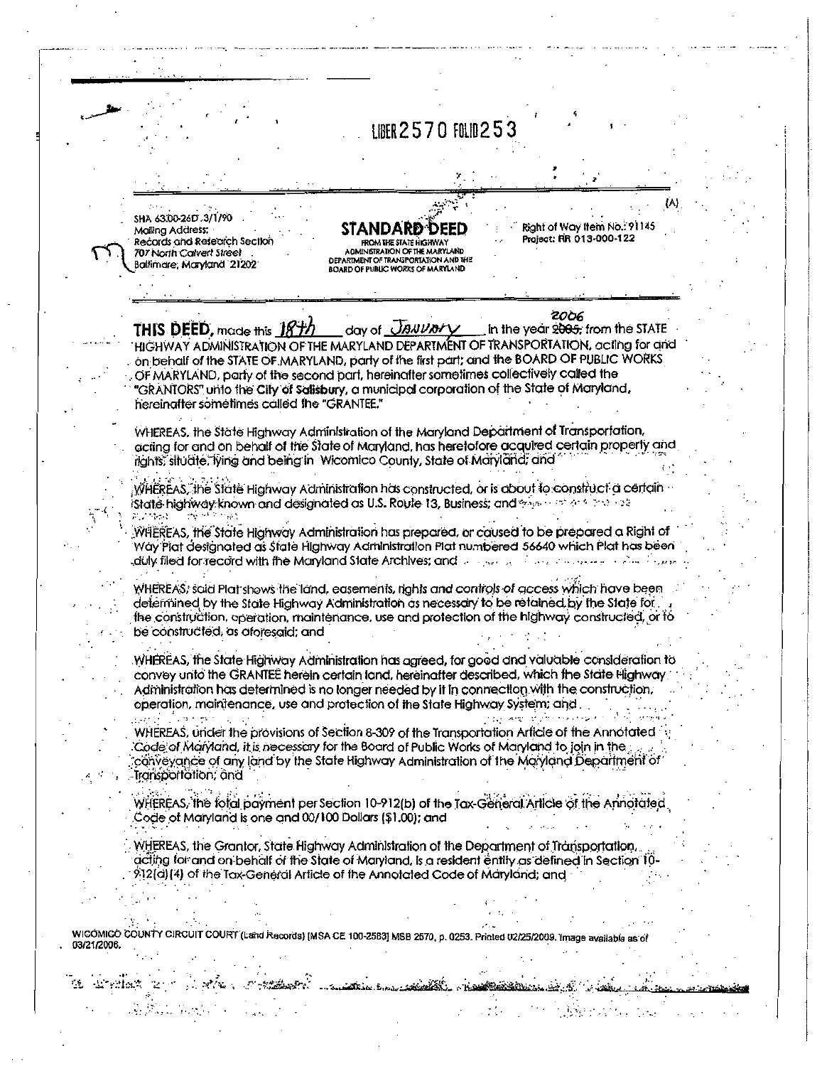LIBER 2570 FOLIO 253

(A)

SHA 63.00-26D 3/1/90
Mailing Address:
Records and Research Section
707 North Calvert Street
Baltimore, Maryland 21202

**STANDARD DEED**
FROM THE STATE HIGHWAY ADMINISTRATION OF THE MARYLAND DEPARTMENT OF TRANSPORTATION AND THE BOARD OF PUBLIC WORKS OF MARYLAND

Right of Way Item No.: 91145
Project: RR 013-000-122

**THIS DEED**, made this 18th day of January in the year ~~2005~~ 2006, from the STATE HIGHWAY ADMINISTRATION OF THE MARYLAND DEPARTMENT OF TRANSPORTATION, acting for and on behalf of the STATE OF MARYLAND, party of the first part; and the BOARD OF PUBLIC WORKS OF MARYLAND, party of the second part, hereinafter sometimes collectively called the "GRANTORS" unto the **City of Salisbury**, a municipal corporation of the State of Maryland, hereinafter sometimes called the "GRANTEE."

WHEREAS, the State Highway Administration of the Maryland Department of Transportation, acting for and on behalf of the State of Maryland, has heretofore acquired certain property and rights, situate, lying and being in Wicomico County, State of Maryland; and

WHEREAS, the State Highway Administration has constructed, or is about to construct a certain State highway known and designated as U.S. Route 13, Business; and

WHEREAS, the State Highway Administration has prepared, or caused to be prepared a Right of Way Plat designated as State Highway Administration Plat numbered 56640 which Plat has been duly filed for record with the Maryland State Archives; and

WHEREAS, said Plat shows the land, easements, rights and controls of access which have been determined by the State Highway Administration as necessary to be retained by the State for the construction, operation, maintenance, use and protection of the highway constructed, or to be constructed, as aforesaid; and

WHEREAS, the State Highway Administration has agreed, for good and valuable consideration to convey unto the GRANTEE herein certain land, hereinafter described, which the State Highway Administration has determined is no longer needed by it in connection with the construction, operation, maintenance, use and protection of the State Highway System; and

WHEREAS, under the provisions of Section 8-309 of the Transportation Article of the Annotated Code of Maryland, it is necessary for the Board of Public Works of Maryland to join in the conveyance of any land by the State Highway Administration of the Maryland Department of Transportation; and

WHEREAS, the total payment per Section 10-912(b) of the Tax-General Article of the Annotated Code of Maryland is one and 00/100 Dollars ($1.00); and

WHEREAS, the Grantor, State Highway Administration of the Department of Transportation, acting for and on behalf of the State of Maryland, is a resident entity as defined in Section 10-912(a)(4) of the Tax-General Article of the Annotated Code of Maryland; and

WICOMICO COUNTY CIRCUIT COURT (Land Records) [MSA CE 100-2583] MSB 2570, p. 0253. Printed 02/25/2009. Image available as of 03/21/2006.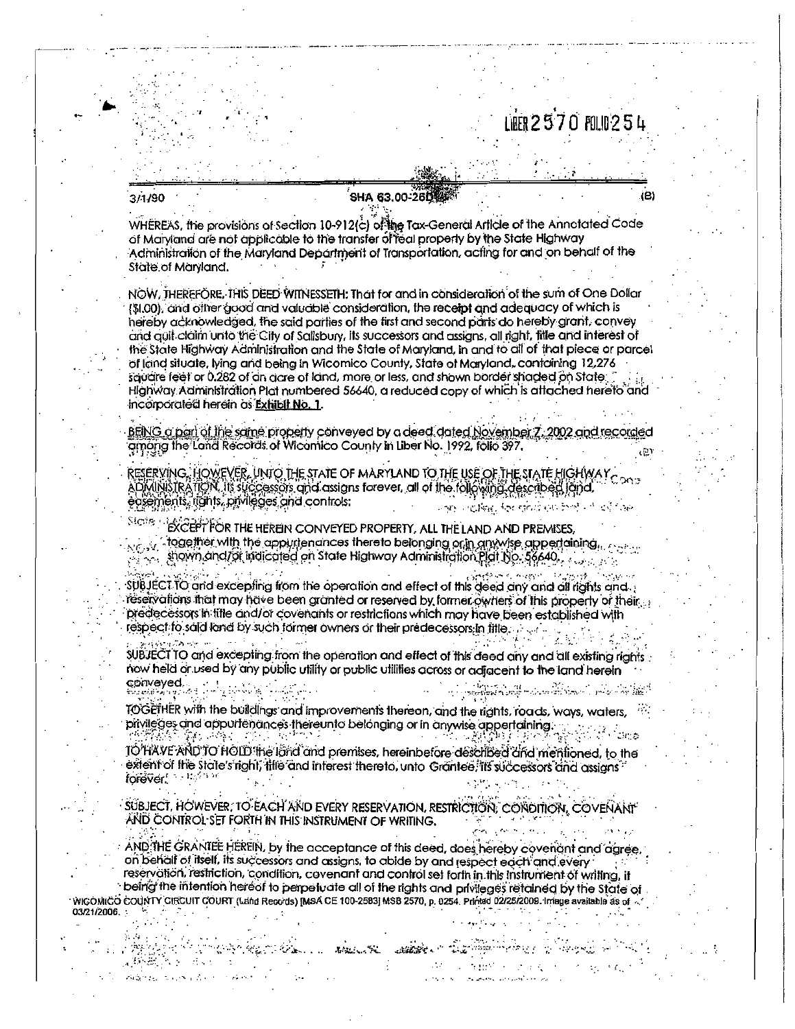LIBER 2570 FOLIO 254

3/1/90 SHA 63.00-26D (B)

WHEREAS, the provisions of Section 10-912(c) of the Tax-General Article of the Annotated Code of Maryland are not applicable to the transfer of real property by the State Highway Administration of the Maryland Department of Transportation, acting for and on behalf of the State of Maryland.

NOW, THEREFORE, THIS DEED WITNESSETH: That for and in consideration of the sum of One Dollar ($1.00), and other good and valuable consideration, the receipt and adequacy of which is hereby acknowledged, the said parties of the first and second parts do hereby grant, convey and quit claim unto the City of Salisbury, its successors and assigns, all right, title and interest of the State Highway Administration and the State of Maryland, in and to all of that piece or parcel of land situate, lying and being in Wicomico County, State of Maryland, containing 12,276 square feet or 0.282 of an acre of land, more or less, and shown border shaded on State Highway Administration Plat numbered 56640, a reduced copy of which is attached hereto and incorporated herein as **Exhibit No. 1**.

BEING a part of the same property conveyed by a deed dated November 7, 2002 and recorded among the Land Records of Wicomico County in Liber No. 1992, folio 397.

RESERVING, HOWEVER, UNTO THE STATE OF MARYLAND TO THE USE OF THE STATE HIGHWAY ADMINISTRATION, its successors and assigns forever, all of the following described land, easements, rights, privileges and controls:

EXCEPT FOR THE HEREIN CONVEYED PROPERTY, ALL THE LAND AND PREMISES, together with the appurtenances thereto belonging or in anywise appertaining, shown and/or indicated on State Highway Administration Plat No. 56640.

SUBJECT TO and excepting from the operation and effect of this deed any and all rights and reservations that may have been granted or reserved by former owners of this property or their predecessors in title and/or covenants or restrictions which may have been established with respect to said land by such former owners or their predecessors in title.

SUBJECT TO and excepting from the operation and effect of this deed any and all existing rights now held or used by any public utility or public utilities across or adjacent to the land herein conveyed.

TOGETHER with the buildings and improvements thereon, and the rights, roads, ways, waters, privileges and appurtenances thereunto belonging or in anywise appertaining.

TO HAVE AND TO HOLD the land and premises, hereinbefore described and mentioned, to the extent of the State's right, title and interest thereto, unto Grantee, its successors and assigns forever.

SUBJECT, HOWEVER, TO EACH AND EVERY RESERVATION, RESTRICTION, CONDITION, COVENANT AND CONTROL SET FORTH IN THIS INSTRUMENT OF WRITING.

AND THE GRANTEE HEREIN, by the acceptance of this deed, does hereby covenant and agree, on behalf of itself, its successors and assigns, to abide by and respect each and every reservation, restriction, condition, covenant and control set forth in this instrument of writing, it being the intention hereof to perpetuate all of the rights and privileges retained by the State of

WICOMICO COUNTY CIRCUIT COURT (Land Records) [MSA CE 100-2583] MSB 2570, p. 0254. Printed 02/25/2008. Image available as of 03/21/2006.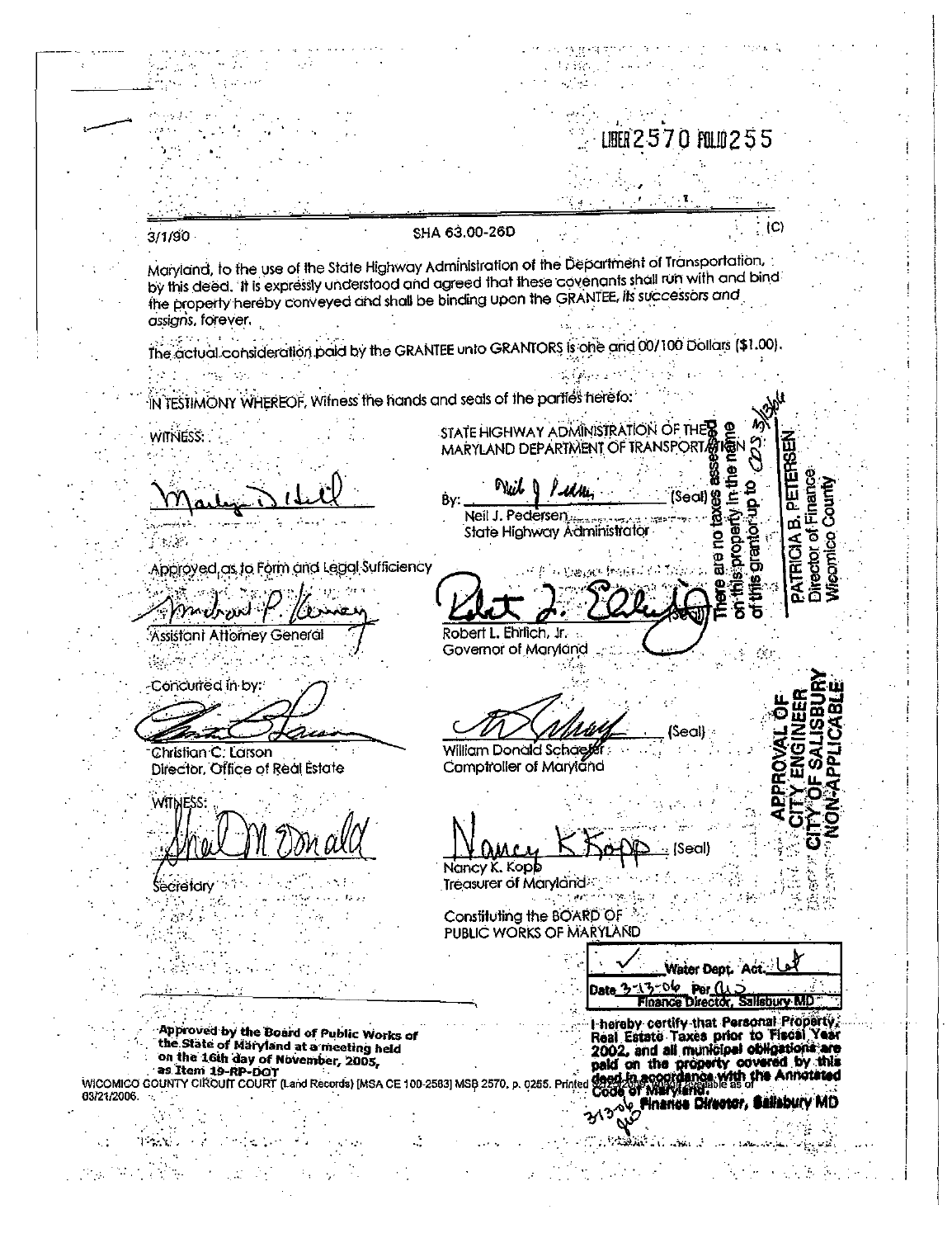LIBER 2570 FOLIO 255

3/1/90 SHA 63.00-26D (C)

Maryland, to the use of the State Highway Administration of the Department of Transportation, by this deed. It is expressly understood and agreed that these covenants shall run with and bind the property hereby conveyed and shall be binding upon the GRANTEE, its successors and assigns, forever.

The actual consideration paid by the GRANTEE unto GRANTORS is one and 00/100 Dollars ($1.00).

IN TESTIMONY WHEREOF, Witness the hands and seals of the parties hereto:

WITNESS:

STATE HIGHWAY ADMINISTRATION OF THE MARYLAND DEPARTMENT OF TRANSPORTATION

By: _______________ (Seal)
Neil J. Pedersen
State Highway Administrator

Approved as to Form and Legal Sufficiency

_______________
Assistant Attorney General

_______________ (Seal)
Robert L. Ehrlich, Jr.
Governor of Maryland

Concurred in by:

_______________
Christian C. Larson
Director, Office of Real Estate

_______________ (Seal)
William Donald Schaefer
Comptroller of Maryland

WITNESS:

_______________
Secretary

_______________ (Seal)
Nancy K. Kopp
Treasurer of Maryland

Constituting the BOARD OF PUBLIC WORKS OF MARYLAND

There are no taxes assessed on this property in the name of this grantor up to 3/13/06
PATRICIA B. PETERSEN
Director of Finance
Wicomico County

APPROVAL OF CITY ENGINEER
CITY OF SALISBURY
NON-APPLICABLE

✓ Water Dept. Act.
Date 3-13-06 Per
Finance Director, Salisbury MD

I hereby certify that Personal Property, Real Estate Taxes prior to Fiscal Year 2002, and all municipal obligations are paid on the property covered by this deed in accordance with the Annotated Code of Maryland.
3/13/06 Finance Director, Salisbury MD

Approved by the Board of Public Works of the State of Maryland at a meeting held on the 16th day of November, 2005, as Item 19-RP-DOT

WICOMICO COUNTY CIRCUIT COURT (Land Records) [MSA CE 100-2583] MSB 2570, p. 0255. Printed 03/21/2006.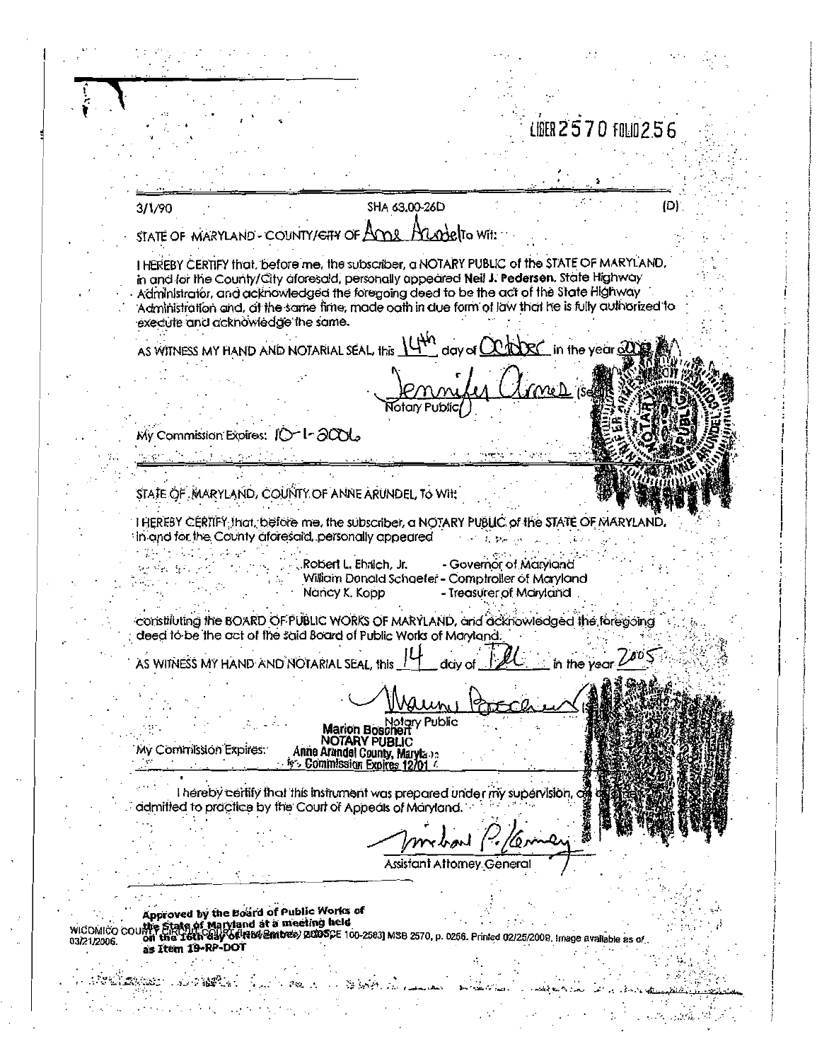LIBER 2570 FOLIO 256

3/1/90 SHA 63.00-26D (D)

STATE OF MARYLAND - COUNTY/~~CITY~~ OF Anne Arundel To Wit:

I HEREBY CERTIFY that, before me, the subscriber, a NOTARY PUBLIC of the STATE OF MARYLAND, in and for the County/City aforesaid, personally appeared **Neil J. Pedersen**, State Highway Administrator, and acknowledged the foregoing deed to be the act of the State Highway Administration and, at the same time, made oath in due form of law that he is fully authorized to execute and acknowledge the same.

AS WITNESS MY HAND AND NOTARIAL SEAL, this 14th day of October in the year 2005

Jennifer Armes (Seal)
Notary Public

My Commission Expires: 10-1-2006

STATE OF MARYLAND, COUNTY OF ANNE ARUNDEL, To Wit:

I HEREBY CERTIFY that, before me, the subscriber, a NOTARY PUBLIC of the STATE OF MARYLAND, in and for the County aforesaid, personally appeared

Robert L. Ehrlich, Jr. - Governor of Maryland
William Donald Schaefer - Comptroller of Maryland
Nancy K. Kopp - Treasurer of Maryland

constituting the BOARD OF PUBLIC WORKS OF MARYLAND, and acknowledged the foregoing deed to be the act of the said Board of Public Works of Maryland.

AS WITNESS MY HAND AND NOTARIAL SEAL, this 14 day of Dec in the year 2005

Marion Boschert (Seal)
Notary Public

**Marion Boschert**
**NOTARY PUBLIC**
**Anne Arundel County, Maryland**
**My Commission Expires 12/01**

My Commission Expires:

I hereby certify that this instrument was prepared under my supervision, an attorney admitted to practice by the Court of Appeals of Maryland.

Michael P. Kenney
Assistant Attorney General

**Approved by the Board of Public Works of the State of Maryland at a meeting held on the 14th day of December 2005 as Item 19-RP-DOT**

WICOMICO COUNTY CIRCUIT COURT (Land Records) [MSA CE 100-2583] MSB 2570, p. 0256. Printed 02/25/2008. Image available as of 03/21/2006.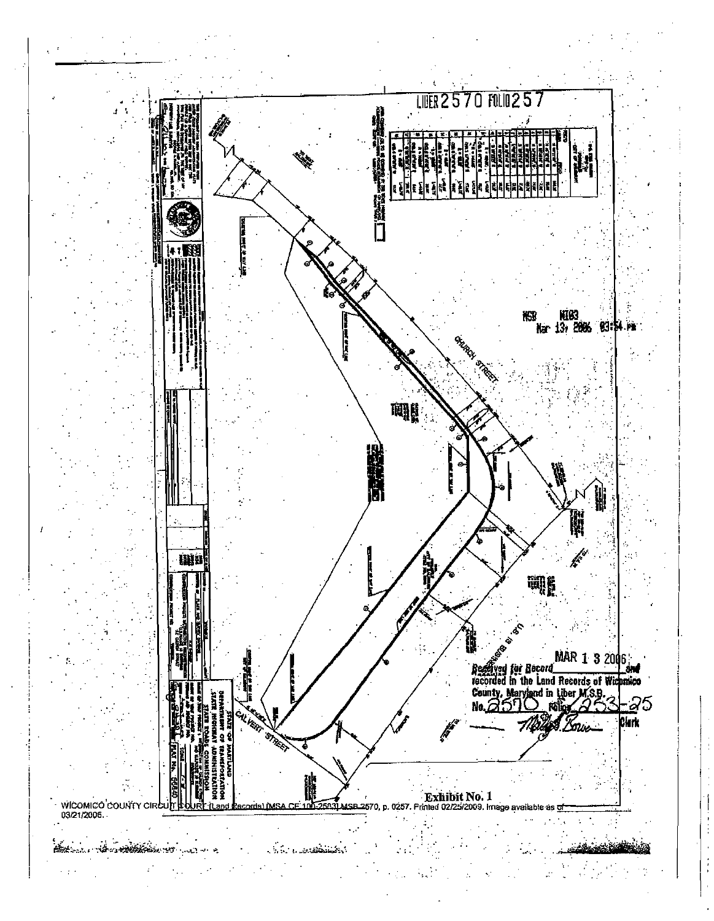LIBER 2570 FOLIO 257

MSB M103
Mar 13, 2006 03:54 PM

CHURCH STREET

CALVERT STREET

U.S. 13 BUSINESS

STATE OF MARYLAND
DEPARTMENT OF TRANSPORTATION
STATE HIGHWAY ADMINISTRATION

PLAT No. 56840

MAR 1 3 2006

Received for Record and recorded in the Land Records of Wicomico County, Maryland in Liber M.S.B. No. 2570 Folio 253-25

Clerk

Exhibit No. 1

WICOMICO COUNTY CIRCUIT COURT (Land Records) (MSA CE 100-2503) MSB 2570, p. 0257. Printed 02/25/2009. Image available as of 03/21/2006.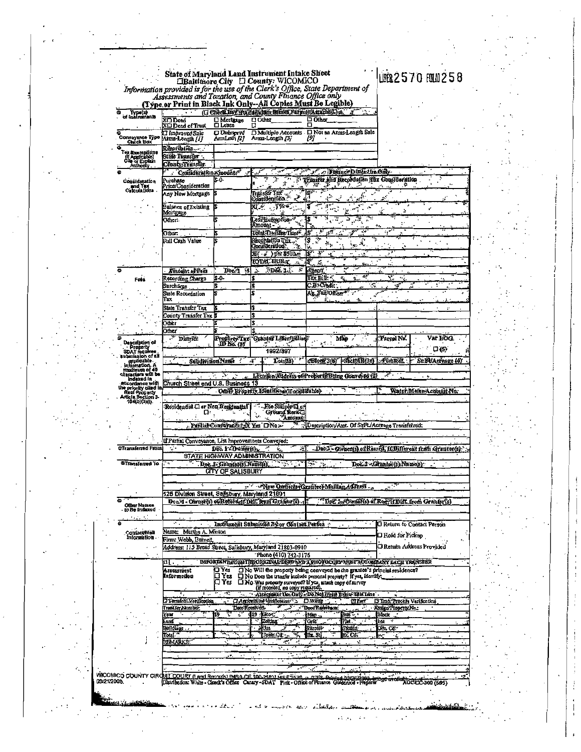LIBER 2570 FOLIO 258

# State of Maryland Land Instrument Intake Sheet

☐ Baltimore City ☐ County: WICOMICO

*Information provided is for the use of the Clerk's Office, State Department of Assessments and Taxation, and County Finance Office only*

**(Type or Print in Black Ink Only--All Copies Must Be Legible)**

| | | | | |
|---|---|---|---|---|
| **1 Type(s) of Instruments** | ☐ Check Box if Addendum Intake Form is Attached.) | | | |
| | X☐ Deed | ☐ Mortgage | ☐ Other | ☐ Other |
| | X☐ Deed of Trust | ☐ Lease | ☐ | ☐ |
| **2 Conveyance Type Check Box** | ☐ Improved Sale Arms-Length [1] | ☐ Unimproved Sale Arms-Length [2] | ☐ Multiple Accounts Arms-Length [3] | ☐ Not an Arms-Length Sale [9] |
| **3 Tax Exemptions (if Applicable) Cite or Explain Authority** | Recordation | | | |
| | State Transfer | | | |
| | County Transfer | | | |

| **4 Consideration and Tax Calculations** | Consideration Amount | | Finance Office Use Only | |
|---|---|---|---|---|
| | Purchase Price/Consideration | $ -0- | Transfer and Recordation Tax Consideration | |
| | Any New Mortgage | $ | Transfer Tax Consideration | $ |
| | Balance of Existing Mortgage | $ | X ( ) % = | $ |
| | Other: | $ | Less Exemption Amount - | $ |
| | Other: | $ | Total Transfer Tax = | $ |
| | Full Cash Value | $ | Recordation Tax Consideration | $ |
| | | | X ( ) per $500 = | $ |
| | | | TOTAL DUE | $ |

| **5 Fees** | Amount of Fees | Doc. 1 | Doc. 2 | Agent: |
|---|---|---|---|---|
| | Recording Charge | $ -0- | $ | Tax Bill: |
| | Surcharge | $ | $ | C.B. Credit: |
| | State Recordation Tax | $ | $ | Ag. Tax/Other: |
| | State Transfer Tax | $ | $ | |
| | County Transfer Tax | $ | $ | |
| | Other | $ | $ | |
| | Other | $ | $ | |

**6 Description of Property** — SDAT requires submission of all applicable information. A maximum of 40 characters will be indexed in accordance with the priority cited in Real Property Article Section 3-104(g)(3)(i).

| District | Property Tax ID No. (1) | Grantor Liber/Folio | Map | Parcel No. | Var LOG ☐ (5) |
|---|---|---|---|---|---|
| | | 1992/397 | | | |
| **Subdivision Name** | | **Lot (3a)** | **Block (3b)** | **Sect/AR (3c)** | **Plat Ref.** / **SqFt/Acreage (4)** |
| | | | | | |

Location/Address of Property Being Conveyed (2): Church Street and U.S. Business 13

Other Property Identifiers (if applicable): | Water Meter Account No.:

Residential ☐ or Non-Residential ☐ | Fee Simple ☐ or Ground Rent ☐ Amount:

Partial Conveyance? X Yes ☐ No | Description/Amt. Of SqFt/Acreage Transferred:

If Partial Conveyance, List Improvements Conveyed:

**7 Transferred From**

Doc. 1 – Grantor(s) Name(s): STATE HIGHWAY ADMINISTRATION

Doc. 2 – Owner(s) of Record, if Different from Grantor(s):

**8 Transferred To**

Doc. 1 – Grantee(s) Name(s): CITY OF SALISBURY

Doc. 2 – Grantee(s) Name(s):

New Owner's (Grantee) Mailing Address: 125 Division Street, Salisbury, Maryland 21801

**9 Other Names to Be Indexed**

Doc. 1 – Owner(s) of Record, if Diff. from Grantor(s) | Doc. 2 – Owner(s) of Rec., if Diff. from Grantor(s)

**10 Contact/Mail Information**

Instrument Submitted By or Contact Person

Name: Martha A. Minton
Firm: Webb, Burnett,
Address: 115 Broad Street, Salisbury, Maryland 21803-0910
Phone (410) 742-3176

☐ Return to Contact Person
☐ Hold for Pickup
☐ Return Address Provided

**11 IMPORTANT: BOTH THE ORIGINAL DEED AND A PHOTOCOPY MUST ACCOMPANY EACH TRANSFER**

**Assessment Information**

- ☐ Yes ☐ No Will the property being conveyed be the grantee's principal residence?
- ☐ Yes ☐ No Does the transfer include personal property? If yes, identify:
- ☐ Yes ☐ No Was property surveyed? If yes, attach copy of survey (if recorded, no copy required).

Assessment Use Only – Do Not Write Below This Line

| ☐ Terminal Verification | ☐ Agricultural Verification | ☐ Whole | ☐ Part | ☐ Tran. Process Verification |
|---|---|---|---|---|
| Transfer Number: | Date Received: | Deed Reference: | | Assigned Property No.: |
| Year | 19 | 19 Geo. | Map | Sub | Block |
| Land | | Zoning | Grid | Plat | Lot |
| Buildings | | Use | Parcel | Section | Occ. Cd. |
| Total | | Town Cd. | Ex. St. | Ex. Cd. | |

REMARKS:

Distribution: White - Clerk's Office Canary - SDAT Pink - Office of Finance Goldenrod - Preparer AOC-CC-300 (5/95)

WICOMICO COUNTY CIRCUIT COURT (Land Records) [MSA CE 100-2563] MSB 2570, p. 0258. Printed 03/21/2008.